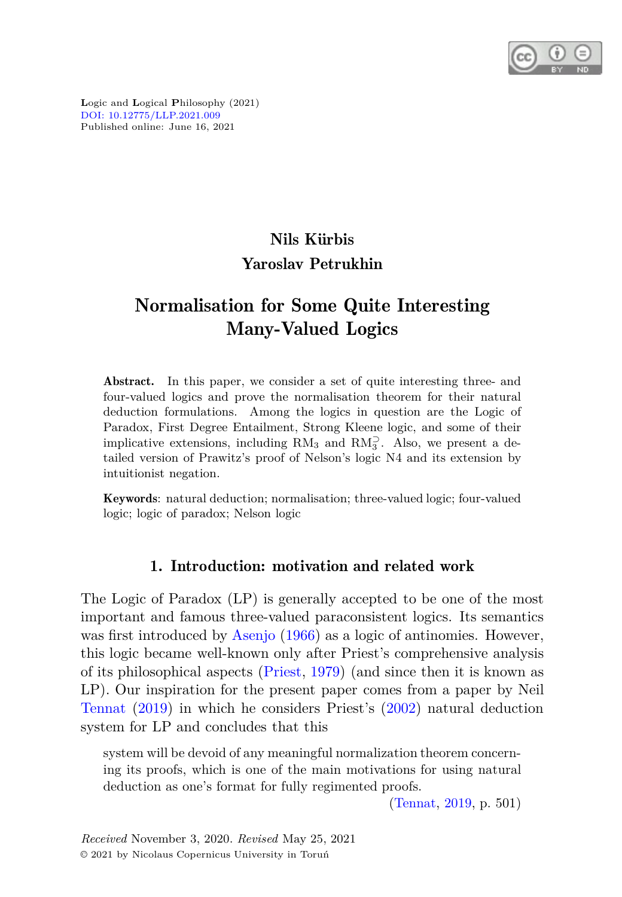Logic and Logical Philosophy (2021)
DOI: 10.12775/LLP.2021.009
Published online: June 16, 2021

**Nils Kürbis**
**Yaroslav Petrukhin**

# Normalisation for Some Quite Interesting Many-Valued Logics

**Abstract.** In this paper, we consider a set of quite interesting three- and four-valued logics and prove the normalisation theorem for their natural deduction formulations. Among the logics in question are the Logic of Paradox, First Degree Entailment, Strong Kleene logic, and some of their implicative extensions, including $\mathrm{RM}_3$ and $\mathrm{RM}_3^{\supset}$. Also, we present a detailed version of Prawitz's proof of Nelson's logic N4 and its extension by intuitionist negation.

**Keywords**: natural deduction; normalisation; three-valued logic; four-valued logic; logic of paradox; Nelson logic

## 1. Introduction: motivation and related work

The Logic of Paradox (LP) is generally accepted to be one of the most important and famous three-valued paraconsistent logics. Its semantics was first introduced by Asenjo (1966) as a logic of antinomies. However, this logic became well-known only after Priest's comprehensive analysis of its philosophical aspects (Priest, 1979) (and since then it is known as LP). Our inspiration for the present paper comes from a paper by Neil Tennat (2019) in which he considers Priest's (2002) natural deduction system for LP and concludes that this

> system will be devoid of any meaningful normalization theorem concerning its proofs, which is one of the main motivations for using natural deduction as one's format for fully regimented proofs.
>
> (Tennat, 2019, p. 501)

*Received* November 3, 2020. *Revised* May 25, 2021
© 2021 by Nicolaus Copernicus University in Toruń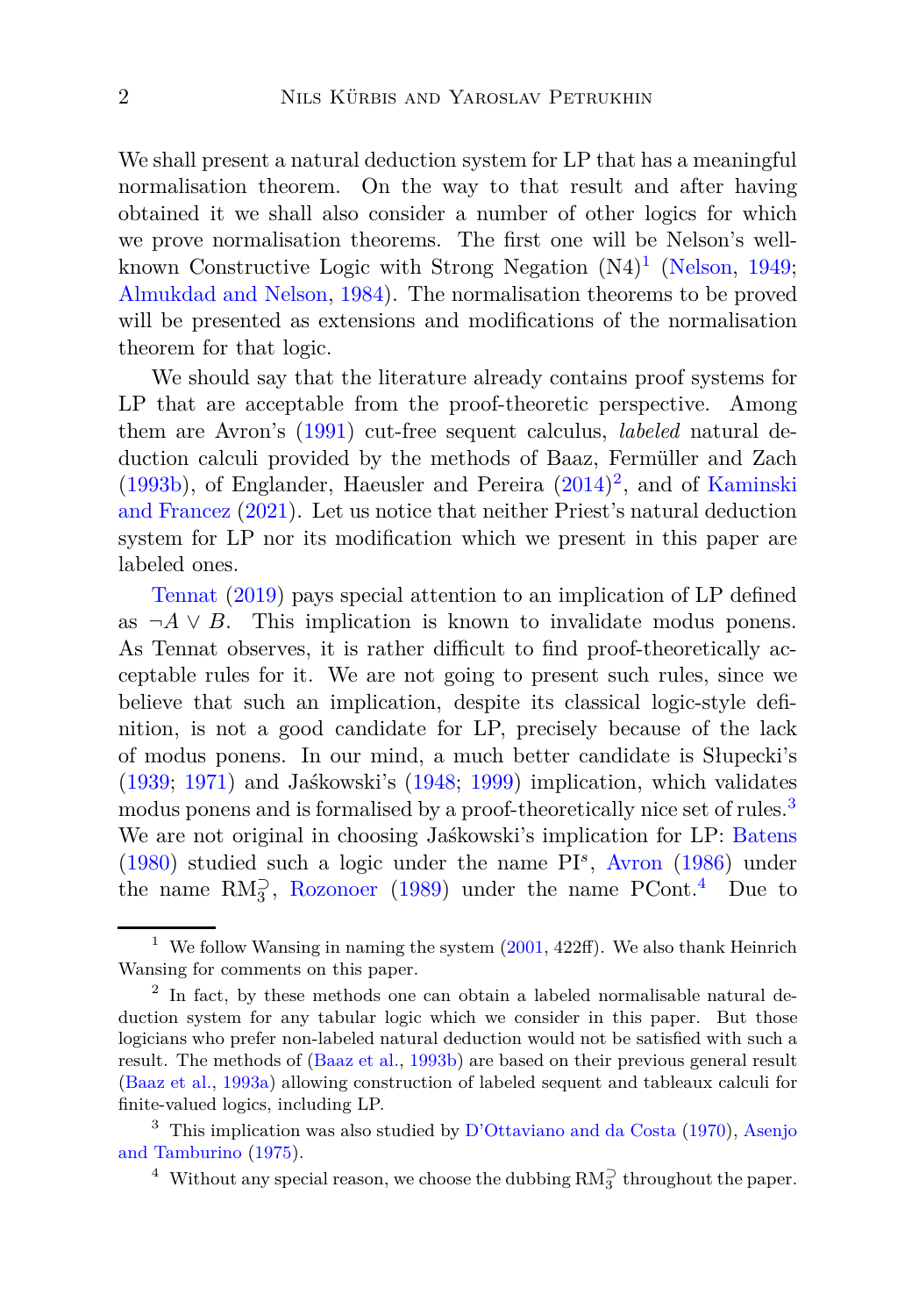We shall present a natural deduction system for LP that has a meaningful normalisation theorem. On the way to that result and after having obtained it we shall also consider a number of other logics for which we prove normalisation theorems. The first one will be Nelson's well-known Constructive Logic with Strong Negation (N4)[1] (Nelson, 1949; Almukdad and Nelson, 1984). The normalisation theorems to be proved will be presented as extensions and modifications of the normalisation theorem for that logic.

We should say that the literature already contains proof systems for LP that are acceptable from the proof-theoretic perspective. Among them are Avron's (1991) cut-free sequent calculus, *labeled* natural deduction calculi provided by the methods of Baaz, Fermüller and Zach (1993b), of Englander, Haeusler and Pereira (2014)[2], and of Kaminski and Francez (2021). Let us notice that neither Priest's natural deduction system for LP nor its modification which we present in this paper are labeled ones.

Tennat (2019) pays special attention to an implication of LP defined as $\neg A \vee B$. This implication is known to invalidate modus ponens. As Tennat observes, it is rather difficult to find proof-theoretically acceptable rules for it. We are not going to present such rules, since we believe that such an implication, despite its classical logic-style definition, is not a good candidate for LP, precisely because of the lack of modus ponens. In our mind, a much better candidate is Słupecki's (1939; 1971) and Jaśkowski's (1948; 1999) implication, which validates modus ponens and is formalised by a proof-theoretically nice set of rules.[3] We are not original in choosing Jaśkowski's implication for LP: Batens (1980) studied such a logic under the name $\mathrm{PI}^s$, Avron (1986) under the name $\mathrm{RM}_3^{\supset}$, Rozonoer (1989) under the name PCont.[4] Due to

---

[1] We follow Wansing in naming the system (2001, 422ff). We also thank Heinrich Wansing for comments on this paper.

[2] In fact, by these methods one can obtain a labeled normalisable natural deduction system for any tabular logic which we consider in this paper. But those logicians who prefer non-labeled natural deduction would not be satisfied with such a result. The methods of (Baaz et al., 1993b) are based on their previous general result (Baaz et al., 1993a) allowing construction of labeled sequent and tableaux calculi for finite-valued logics, including LP.

[3] This implication was also studied by D'Ottaviano and da Costa (1970), Asenjo and Tamburino (1975).

[4] Without any special reason, we choose the dubbing $\mathrm{RM}_3^{\supset}$ throughout the paper.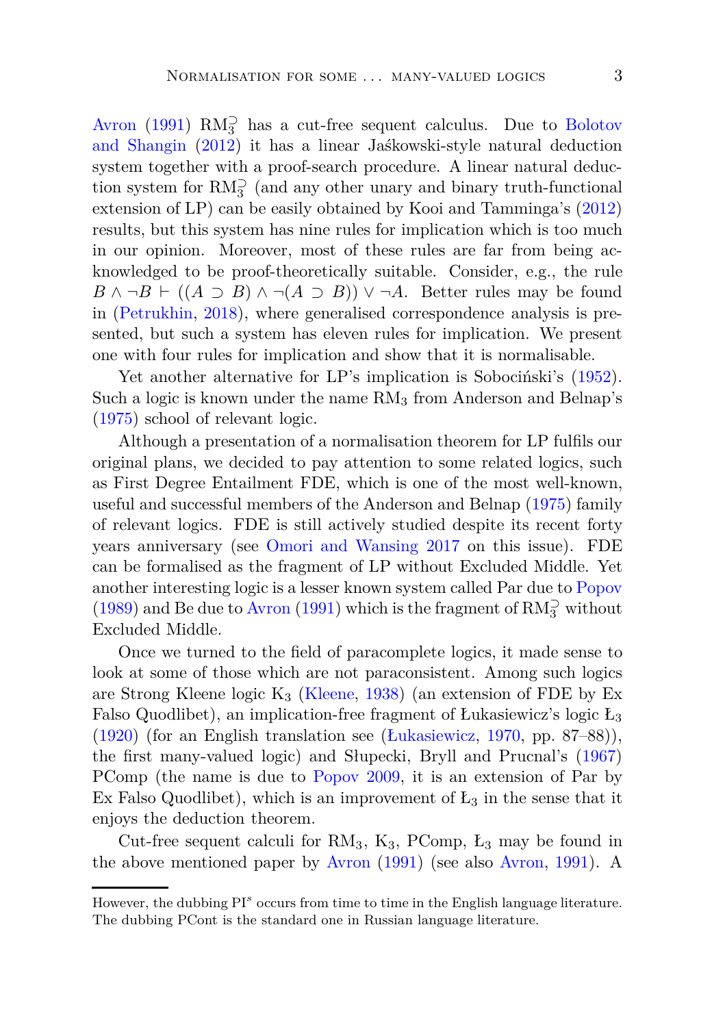Avron (1991) $\mathrm{RM}_3^{\supset}$ has a cut-free sequent calculus. Due to Bolotov and Shangin (2012) it has a linear Jaśkowski-style natural deduction system together with a proof-search procedure. A linear natural deduction system for $\mathrm{RM}_3^{\supset}$ (and any other unary and binary truth-functional extension of LP) can be easily obtained by Kooi and Tamminga's (2012) results, but this system has nine rules for implication which is too much in our opinion. Moreover, most of these rules are far from being acknowledged to be proof-theoretically suitable. Consider, e.g., the rule $B \wedge \neg B \vdash ((A \supset B) \wedge \neg(A \supset B)) \vee \neg A$. Better rules may be found in (Petrukhin, 2018), where generalised correspondence analysis is presented, but such a system has eleven rules for implication. We present one with four rules for implication and show that it is normalisable.

Yet another alternative for LP's implication is Sobociński's (1952). Such a logic is known under the name $\mathrm{RM}_3$ from Anderson and Belnap's (1975) school of relevant logic.

Although a presentation of a normalisation theorem for LP fulfils our original plans, we decided to pay attention to some related logics, such as First Degree Entailment FDE, which is one of the most well-known, useful and successful members of the Anderson and Belnap (1975) family of relevant logics. FDE is still actively studied despite its recent forty years anniversary (see Omori and Wansing 2017 on this issue). FDE can be formalised as the fragment of LP without Excluded Middle. Yet another interesting logic is a lesser known system called Par due to Popov (1989) and Be due to Avron (1991) which is the fragment of $\mathrm{RM}_3^{\supset}$ without Excluded Middle.

Once we turned to the field of paracomplete logics, it made sense to look at some of those which are not paraconsistent. Among such logics are Strong Kleene logic $\mathrm{K}_3$ (Kleene, 1938) (an extension of FDE by Ex Falso Quodlibet), an implication-free fragment of Łukasiewicz's logic $\mathrm{Ł}_3$ (1920) (for an English translation see (Łukasiewicz, 1970, pp. 87–88)), the first many-valued logic) and Słupecki, Bryll and Prucnal's (1967) PComp (the name is due to Popov 2009, it is an extension of Par by Ex Falso Quodlibet), which is an improvement of $\mathrm{Ł}_3$ in the sense that it enjoys the deduction theorem.

Cut-free sequent calculi for $\mathrm{RM}_3$, $\mathrm{K}_3$, PComp, $\mathrm{Ł}_3$ may be found in the above mentioned paper by Avron (1991) (see also Avron, 1991). A

---

However, the dubbing $\mathrm{PI}^s$ occurs from time to time in the English language literature. The dubbing PCont is the standard one in Russian language literature.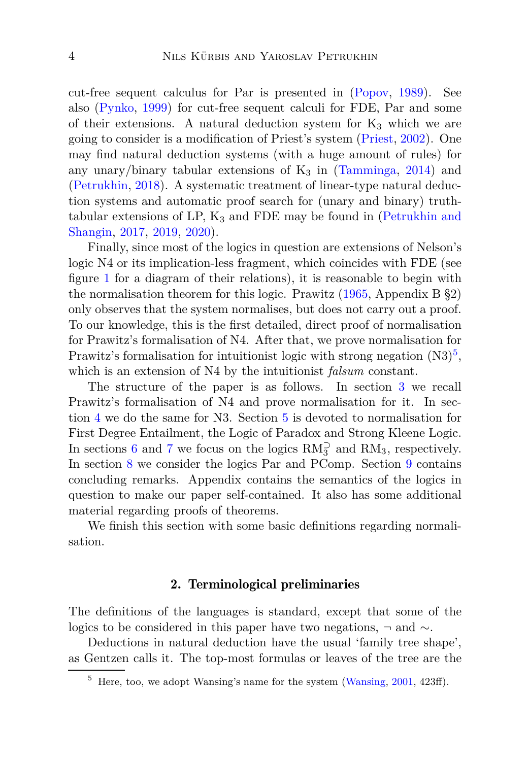cut-free sequent calculus for Par is presented in (Popov, 1989). See also (Pynko, 1999) for cut-free sequent calculi for FDE, Par and some of their extensions. A natural deduction system for $K_3$ which we are going to consider is a modification of Priest's system (Priest, 2002). One may find natural deduction systems (with a huge amount of rules) for any unary/binary tabular extensions of $K_3$ in (Tamminga, 2014) and (Petrukhin, 2018). A systematic treatment of linear-type natural deduction systems and automatic proof search for (unary and binary) truth-tabular extensions of LP, $K_3$ and FDE may be found in (Petrukhin and Shangin, 2017, 2019, 2020).

Finally, since most of the logics in question are extensions of Nelson's logic N4 or its implication-less fragment, which coincides with FDE (see figure 1 for a diagram of their relations), it is reasonable to begin with the normalisation theorem for this logic. Prawitz (1965, Appendix B §2) only observes that the system normalises, but does not carry out a proof. To our knowledge, this is the first detailed, direct proof of normalisation for Prawitz's formalisation of N4. After that, we prove normalisation for Prawitz's formalisation for intuitionist logic with strong negation (N3)[5], which is an extension of N4 by the intuitionist *falsum* constant.

The structure of the paper is as follows. In section 3 we recall Prawitz's formalisation of N4 and prove normalisation for it. In section 4 we do the same for N3. Section 5 is devoted to normalisation for First Degree Entailment, the Logic of Paradox and Strong Kleene Logic. In sections 6 and 7 we focus on the logics $\mathrm{RM}_3^{\supset}$ and $\mathrm{RM}_3$, respectively. In section 8 we consider the logics Par and PComp. Section 9 contains concluding remarks. Appendix contains the semantics of the logics in question to make our paper self-contained. It also has some additional material regarding proofs of theorems.

We finish this section with some basic definitions regarding normalisation.

## 2. Terminological preliminaries

The definitions of the languages is standard, except that some of the logics to be considered in this paper have two negations, $\neg$ and $\sim$.

Deductions in natural deduction have the usual 'family tree shape', as Gentzen calls it. The top-most formulas or leaves of the tree are the

[5] Here, too, we adopt Wansing's name for the system (Wansing, 2001, 423ff).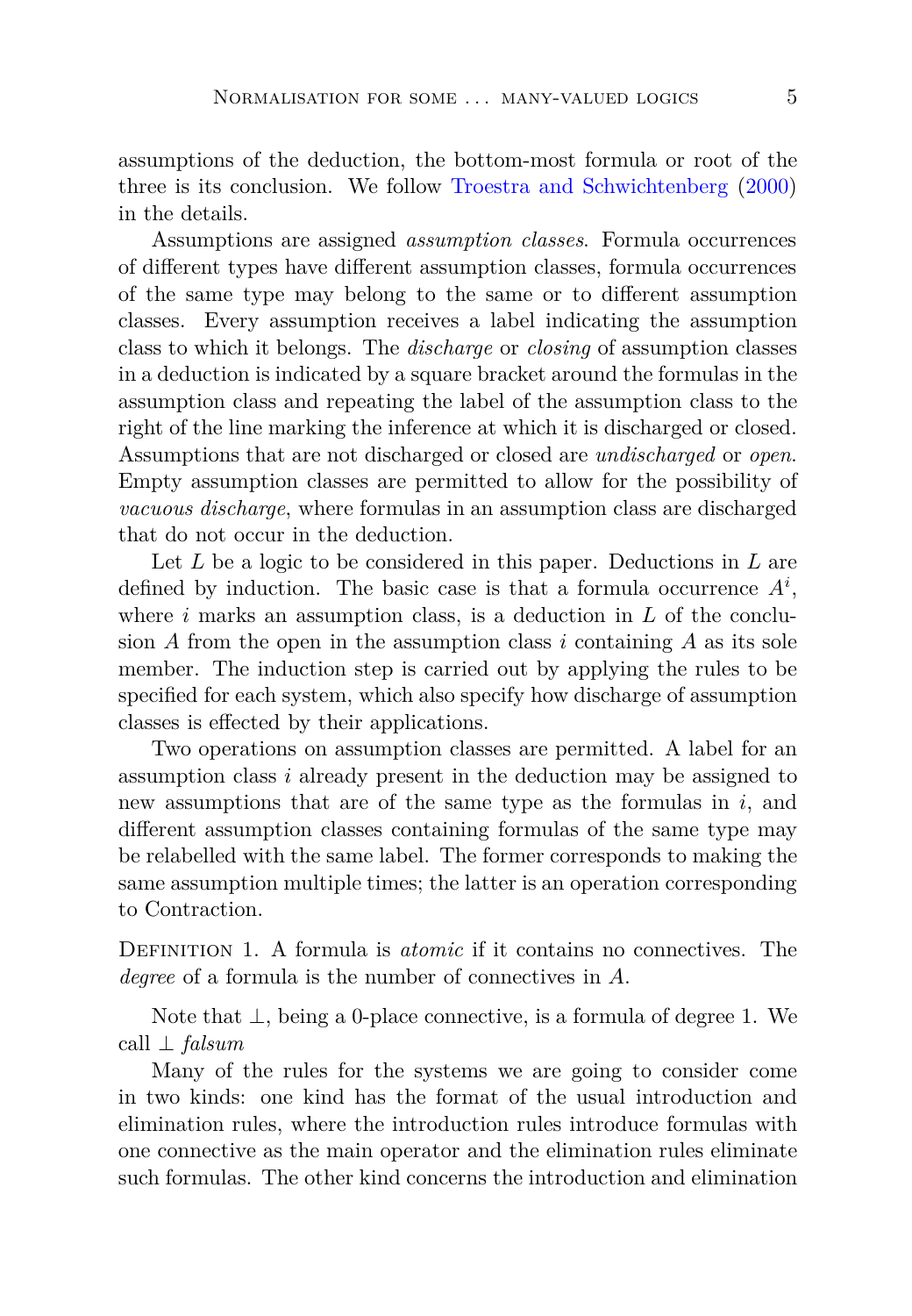assumptions of the deduction, the bottom-most formula or root of the three is its conclusion. We follow Troestra and Schwichtenberg (2000) in the details.

Assumptions are assigned *assumption classes*. Formula occurrences of different types have different assumption classes, formula occurrences of the same type may belong to the same or to different assumption classes. Every assumption receives a label indicating the assumption class to which it belongs. The *discharge* or *closing* of assumption classes in a deduction is indicated by a square bracket around the formulas in the assumption class and repeating the label of the assumption class to the right of the line marking the inference at which it is discharged or closed. Assumptions that are not discharged or closed are *undischarged* or *open*. Empty assumption classes are permitted to allow for the possibility of *vacuous discharge*, where formulas in an assumption class are discharged that do not occur in the deduction.

Let $L$ be a logic to be considered in this paper. Deductions in $L$ are defined by induction. The basic case is that a formula occurrence $A^i$, where $i$ marks an assumption class, is a deduction in $L$ of the conclusion $A$ from the open in the assumption class $i$ containing $A$ as its sole member. The induction step is carried out by applying the rules to be specified for each system, which also specify how discharge of assumption classes is effected by their applications.

Two operations on assumption classes are permitted. A label for an assumption class $i$ already present in the deduction may be assigned to new assumptions that are of the same type as the formulas in $i$, and different assumption classes containing formulas of the same type may be relabelled with the same label. The former corresponds to making the same assumption multiple times; the latter is an operation corresponding to Contraction.

Definition 1. A formula is *atomic* if it contains no connectives. The *degree* of a formula is the number of connectives in $A$.

Note that $\bot$, being a 0-place connective, is a formula of degree 1. We call $\bot$ *falsum*

Many of the rules for the systems we are going to consider come in two kinds: one kind has the format of the usual introduction and elimination rules, where the introduction rules introduce formulas with one connective as the main operator and the elimination rules eliminate such formulas. The other kind concerns the introduction and elimination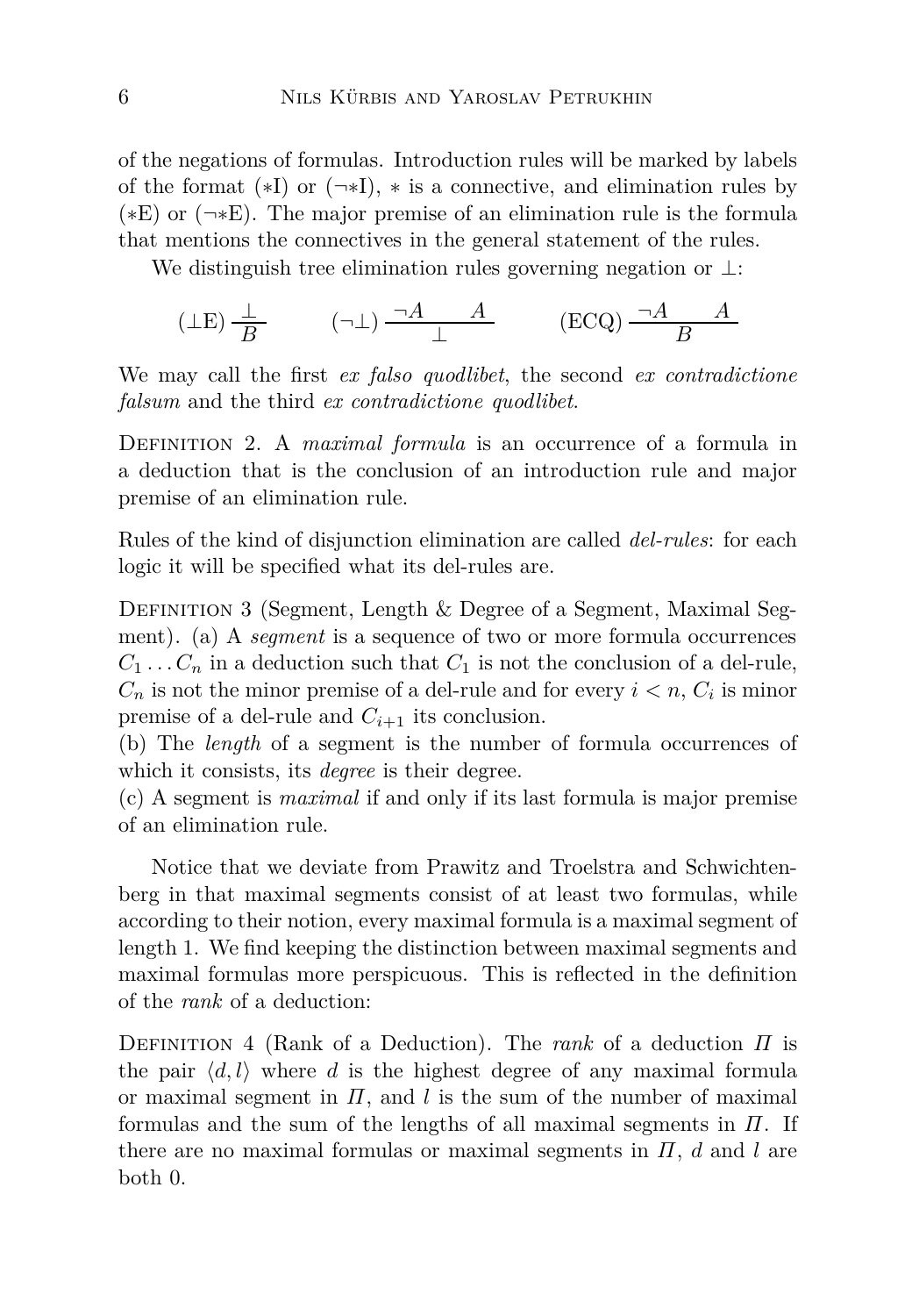of the negations of formulas. Introduction rules will be marked by labels of the format $(*\text{I})$ or $(\neg *\text{I})$, $*$ is a connective, and elimination rules by $(*\text{E})$ or $(\neg *\text{E})$. The major premise of an elimination rule is the formula that mentions the connectives in the general statement of the rules.

We distinguish tree elimination rules governing negation or $\bot$:

$$(\bot\text{E})\ \frac{\bot}{B} \qquad (\neg\bot)\ \frac{\neg A \qquad A}{\bot} \qquad (\text{ECQ})\ \frac{\neg A \qquad A}{B}$$

We may call the first *ex falso quodlibet*, the second *ex contradictione falsum* and the third *ex contradictione quodlibet*.

Definition 2. A *maximal formula* is an occurrence of a formula in a deduction that is the conclusion of an introduction rule and major premise of an elimination rule.

Rules of the kind of disjunction elimination are called *del-rules*: for each logic it will be specified what its del-rules are.

Definition 3 (Segment, Length & Degree of a Segment, Maximal Segment). (a) A *segment* is a sequence of two or more formula occurrences $C_1 \dots C_n$ in a deduction such that $C_1$ is not the conclusion of a del-rule, $C_n$ is not the minor premise of a del-rule and for every $i < n$, $C_i$ is minor premise of a del-rule and $C_{i+1}$ its conclusion.
(b) The *length* of a segment is the number of formula occurrences of which it consists, its *degree* is their degree.
(c) A segment is *maximal* if and only if its last formula is major premise of an elimination rule.

Notice that we deviate from Prawitz and Troelstra and Schwichtenberg in that maximal segments consist of at least two formulas, while according to their notion, every maximal formula is a maximal segment of length 1. We find keeping the distinction between maximal segments and maximal formulas more perspicuous. This is reflected in the definition of the *rank* of a deduction:

Definition 4 (Rank of a Deduction). The *rank* of a deduction $\Pi$ is the pair $\langle d, l \rangle$ where $d$ is the highest degree of any maximal formula or maximal segment in $\Pi$, and $l$ is the sum of the number of maximal formulas and the sum of the lengths of all maximal segments in $\Pi$. If there are no maximal formulas or maximal segments in $\Pi$, $d$ and $l$ are both 0.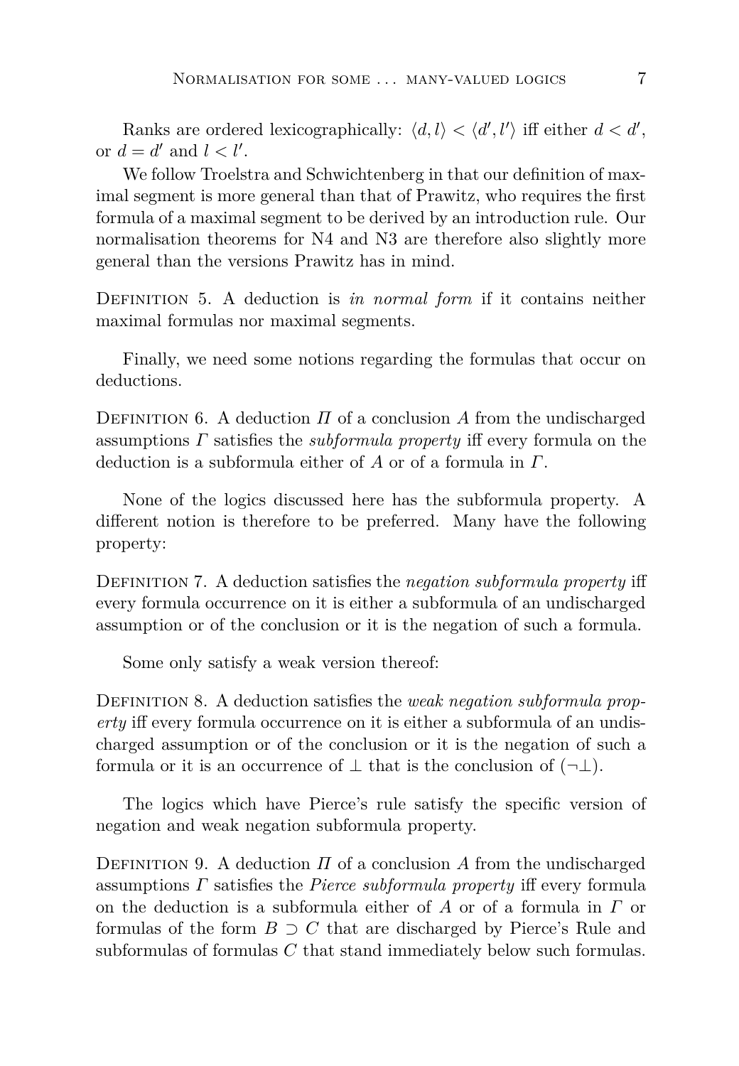Ranks are ordered lexicographically: $\langle d, l\rangle < \langle d', l'\rangle$ iff either $d < d'$, or $d = d'$ and $l < l'$.

We follow Troelstra and Schwichtenberg in that our definition of maximal segment is more general than that of Prawitz, who requires the first formula of a maximal segment to be derived by an introduction rule. Our normalisation theorems for N4 and N3 are therefore also slightly more general than the versions Prawitz has in mind.

Definition 5. A deduction is *in normal form* if it contains neither maximal formulas nor maximal segments.

Finally, we need some notions regarding the formulas that occur on deductions.

Definition 6. A deduction $\Pi$ of a conclusion $A$ from the undischarged assumptions $\Gamma$ satisfies the *subformula property* iff every formula on the deduction is a subformula either of $A$ or of a formula in $\Gamma$.

None of the logics discussed here has the subformula property. A different notion is therefore to be preferred. Many have the following property:

Definition 7. A deduction satisfies the *negation subformula property* iff every formula occurrence on it is either a subformula of an undischarged assumption or of the conclusion or it is the negation of such a formula.

Some only satisfy a weak version thereof:

Definition 8. A deduction satisfies the *weak negation subformula property* iff every formula occurrence on it is either a subformula of an undischarged assumption or of the conclusion or it is the negation of such a formula or it is an occurrence of $\bot$ that is the conclusion of $(\neg\bot)$.

The logics which have Pierce's rule satisfy the specific version of negation and weak negation subformula property.

Definition 9. A deduction $\Pi$ of a conclusion $A$ from the undischarged assumptions $\Gamma$ satisfies the *Pierce subformula property* iff every formula on the deduction is a subformula either of $A$ or of a formula in $\Gamma$ or formulas of the form $B \supset C$ that are discharged by Pierce's Rule and subformulas of formulas $C$ that stand immediately below such formulas.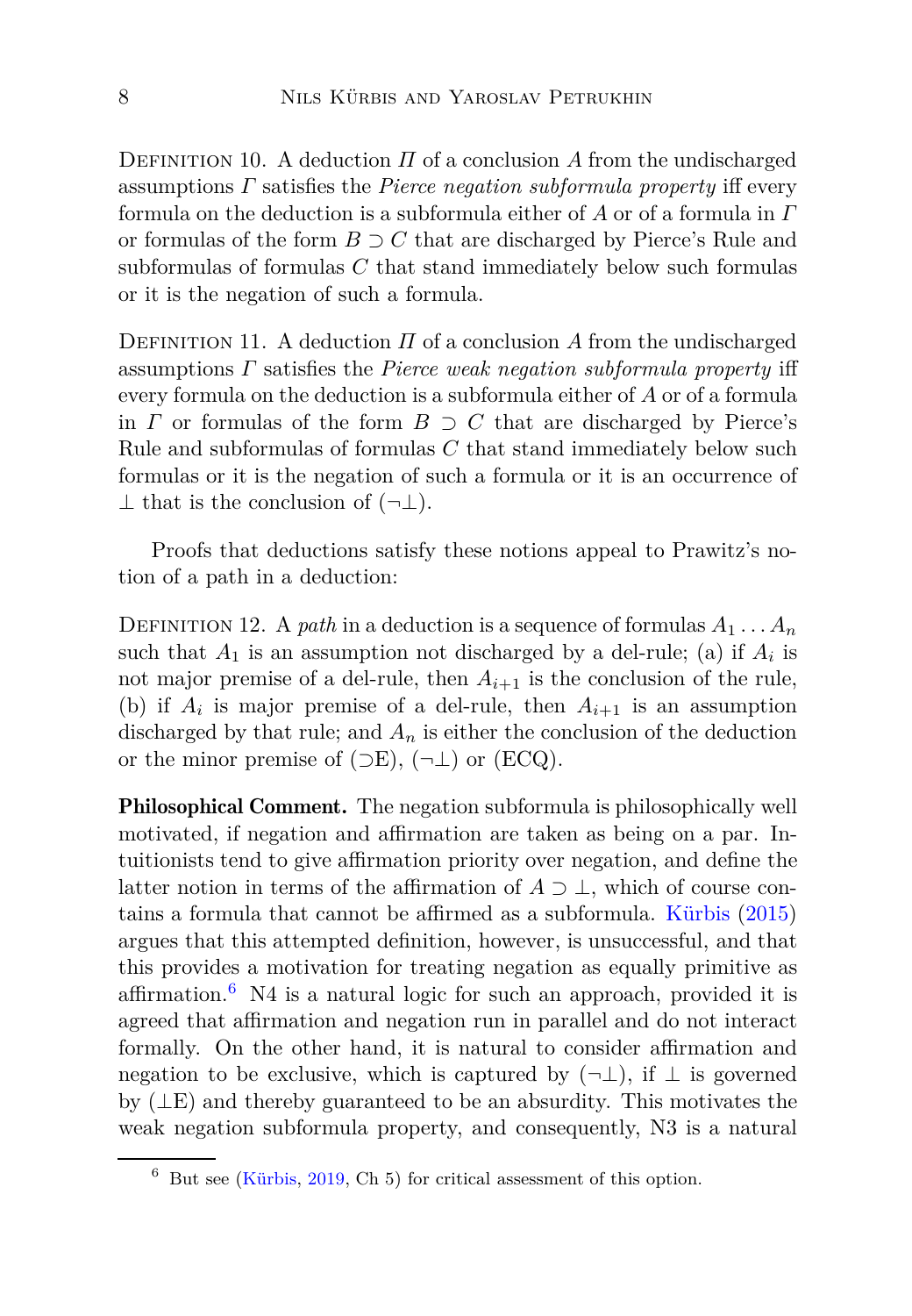Definition 10. A deduction $\Pi$ of a conclusion $A$ from the undischarged assumptions $\Gamma$ satisfies the *Pierce negation subformula property* iff every formula on the deduction is a subformula either of $A$ or of a formula in $\Gamma$ or formulas of the form $B \supset C$ that are discharged by Pierce's Rule and subformulas of formulas $C$ that stand immediately below such formulas or it is the negation of such a formula.

Definition 11. A deduction $\Pi$ of a conclusion $A$ from the undischarged assumptions $\Gamma$ satisfies the *Pierce weak negation subformula property* iff every formula on the deduction is a subformula either of $A$ or of a formula in $\Gamma$ or formulas of the form $B \supset C$ that are discharged by Pierce's Rule and subformulas of formulas $C$ that stand immediately below such formulas or it is the negation of such a formula or it is an occurrence of $\bot$ that is the conclusion of $(\neg\bot)$.

Proofs that deductions satisfy these notions appeal to Prawitz's notion of a path in a deduction:

Definition 12. A *path* in a deduction is a sequence of formulas $A_1 \ldots A_n$ such that $A_1$ is an assumption not discharged by a del-rule; (a) if $A_i$ is not major premise of a del-rule, then $A_{i+1}$ is the conclusion of the rule, (b) if $A_i$ is major premise of a del-rule, then $A_{i+1}$ is an assumption discharged by that rule; and $A_n$ is either the conclusion of the deduction or the minor premise of $(\supset\text{E})$, $(\neg\bot)$ or (ECQ).

**Philosophical Comment.** The negation subformula is philosophically well motivated, if negation and affirmation are taken as being on a par. Intuitionists tend to give affirmation priority over negation, and define the latter notion in terms of the affirmation of $A \supset \bot$, which of course contains a formula that cannot be affirmed as a subformula. Kürbis (2015) argues that this attempted definition, however, is unsuccessful, and that this provides a motivation for treating negation as equally primitive as affirmation.[6] N4 is a natural logic for such an approach, provided it is agreed that affirmation and negation run in parallel and do not interact formally. On the other hand, it is natural to consider affirmation and negation to be exclusive, which is captured by $(\neg\bot)$, if $\bot$ is governed by $(\bot\text{E})$ and thereby guaranteed to be an absurdity. This motivates the weak negation subformula property, and consequently, N3 is a natural

[6] But see (Kürbis, 2019, Ch 5) for critical assessment of this option.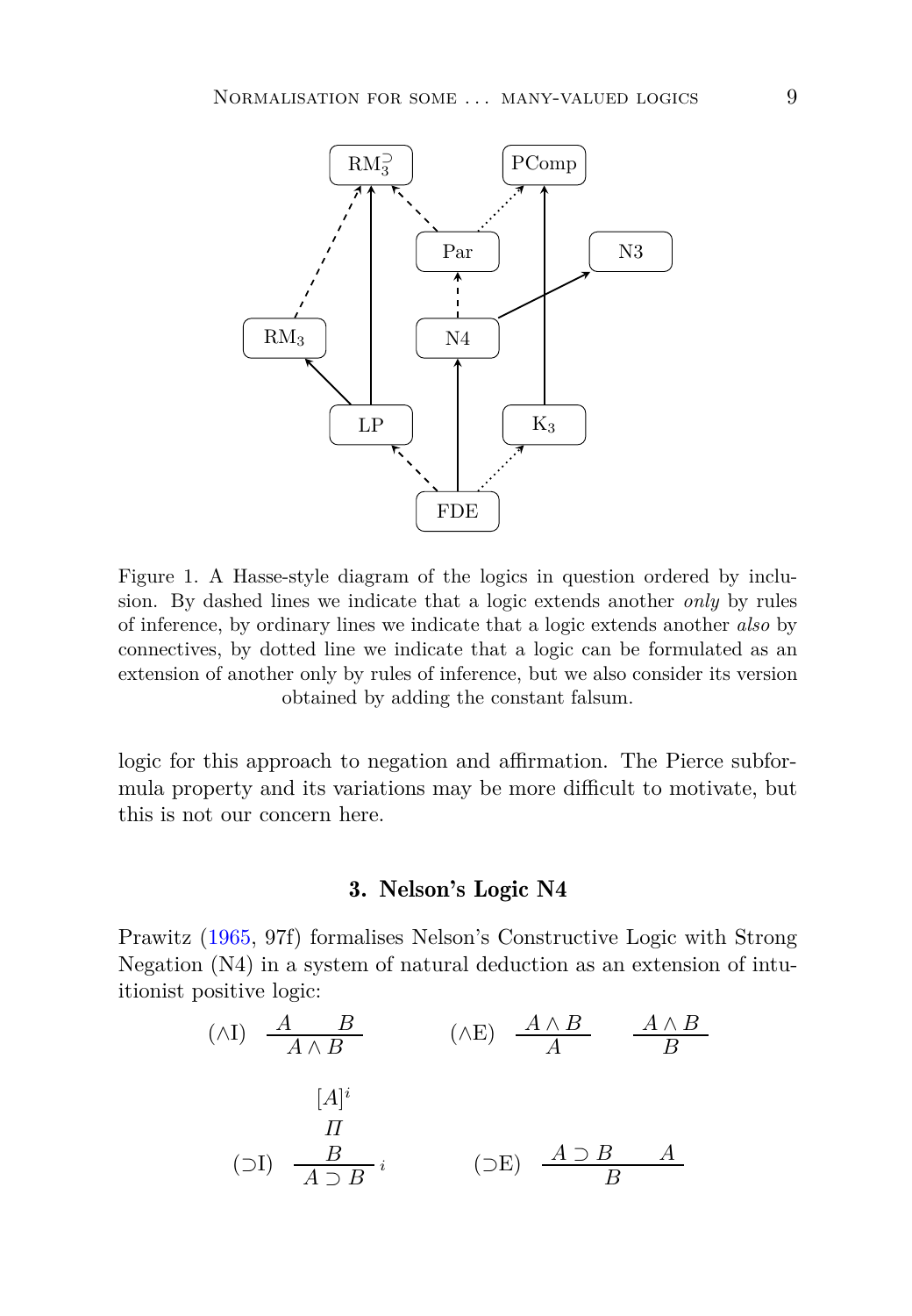Figure 1. A Hasse-style diagram of the logics in question ordered by inclusion. By dashed lines we indicate that a logic extends another *only* by rules of inference, by ordinary lines we indicate that a logic extends another *also* by connectives, by dotted line we indicate that a logic can be formulated as an extension of another only by rules of inference, but we also consider its version obtained by adding the constant falsum.

logic for this approach to negation and affirmation. The Pierce subformula property and its variations may be more difficult to motivate, but this is not our concern here.

## 3. Nelson's Logic N4

Prawitz (1965, 97f) formalises Nelson's Constructive Logic with Strong Negation (N4) in a system of natural deduction as an extension of intuitionist positive logic:

$$(\wedge\mathrm{I})\quad \frac{A \qquad B}{A \wedge B} \qquad\qquad (\wedge\mathrm{E})\quad \frac{A \wedge B}{A} \qquad \frac{A \wedge B}{B}$$

$$(\supset\mathrm{I})\quad \frac{\begin{array}{c}[A]^i\\ \Pi \\ B\end{array}}{A \supset B}\,i \qquad\qquad (\supset\mathrm{E})\quad \frac{A \supset B \qquad A}{B}$$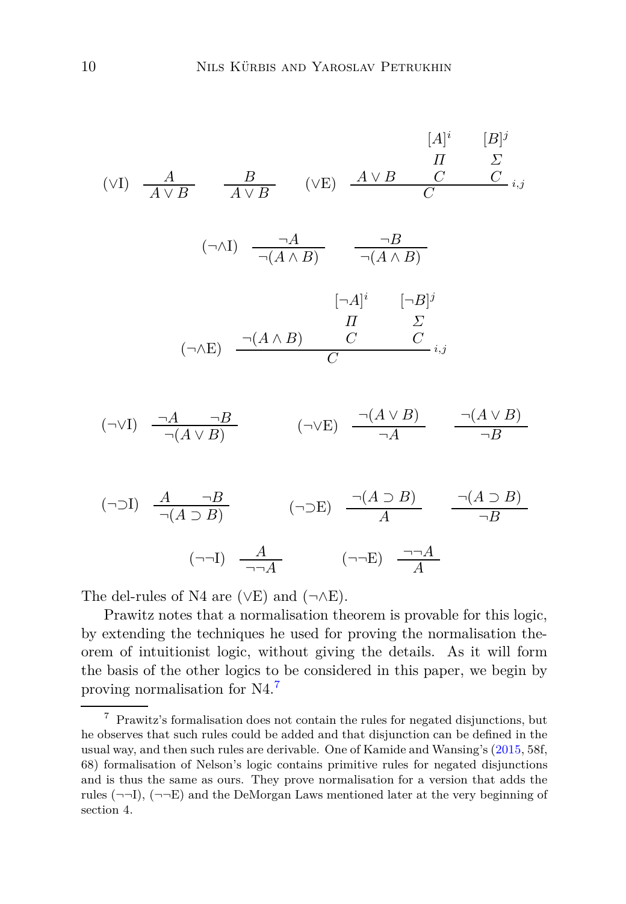$$(\vee\mathrm{I})\quad \frac{A}{A\vee B}\qquad \frac{B}{A\vee B}\qquad\qquad (\vee\mathrm{E})\quad \frac{A\vee B\qquad \begin{matrix}[A]^i\\ \Pi\\ C\end{matrix}\qquad \begin{matrix}[B]^j\\ \Sigma\\ C\end{matrix}}{C}\,{}_{i,j}$$

$$(\neg\wedge\mathrm{I})\quad \frac{\neg A}{\neg(A\wedge B)}\qquad \frac{\neg B}{\neg(A\wedge B)}$$

$$(\neg\wedge\mathrm{E})\quad \frac{\neg(A\wedge B)\qquad \begin{matrix}[\neg A]^i\\ \Pi\\ C\end{matrix}\qquad \begin{matrix}[\neg B]^j\\ \Sigma\\ C\end{matrix}}{C}\,{}_{i,j}$$

$$(\neg\vee\mathrm{I})\quad \frac{\neg A\qquad \neg B}{\neg(A\vee B)}\qquad\qquad (\neg\vee\mathrm{E})\quad \frac{\neg(A\vee B)}{\neg A}\qquad \frac{\neg(A\vee B)}{\neg B}$$

$$(\neg{\supset}\mathrm{I})\quad \frac{A\qquad \neg B}{\neg(A\supset B)}\qquad\qquad (\neg{\supset}\mathrm{E})\quad \frac{\neg(A\supset B)}{A}\qquad \frac{\neg(A\supset B)}{\neg B}$$

$$(\neg\neg\mathrm{I})\quad \frac{A}{\neg\neg A}\qquad\qquad (\neg\neg\mathrm{E})\quad \frac{\neg\neg A}{A}$$

The del-rules of N4 are $(\vee\mathrm{E})$ and $(\neg\wedge\mathrm{E})$.

Prawitz notes that a normalisation theorem is provable for this logic, by extending the techniques he used for proving the normalisation theorem of intuitionist logic, without giving the details. As it will form the basis of the other logics to be considered in this paper, we begin by proving normalisation for N4.[7]

[7] Prawitz's formalisation does not contain the rules for negated disjunctions, but he observes that such rules could be added and that disjunction can be defined in the usual way, and then such rules are derivable. One of Kamide and Wansing's (2015, 58f, 68) formalisation of Nelson's logic contains primitive rules for negated disjunctions and is thus the same as ours. They prove normalisation for a version that adds the rules $(\neg\neg\mathrm{I})$, $(\neg\neg\mathrm{E})$ and the DeMorgan Laws mentioned later at the very beginning of section 4.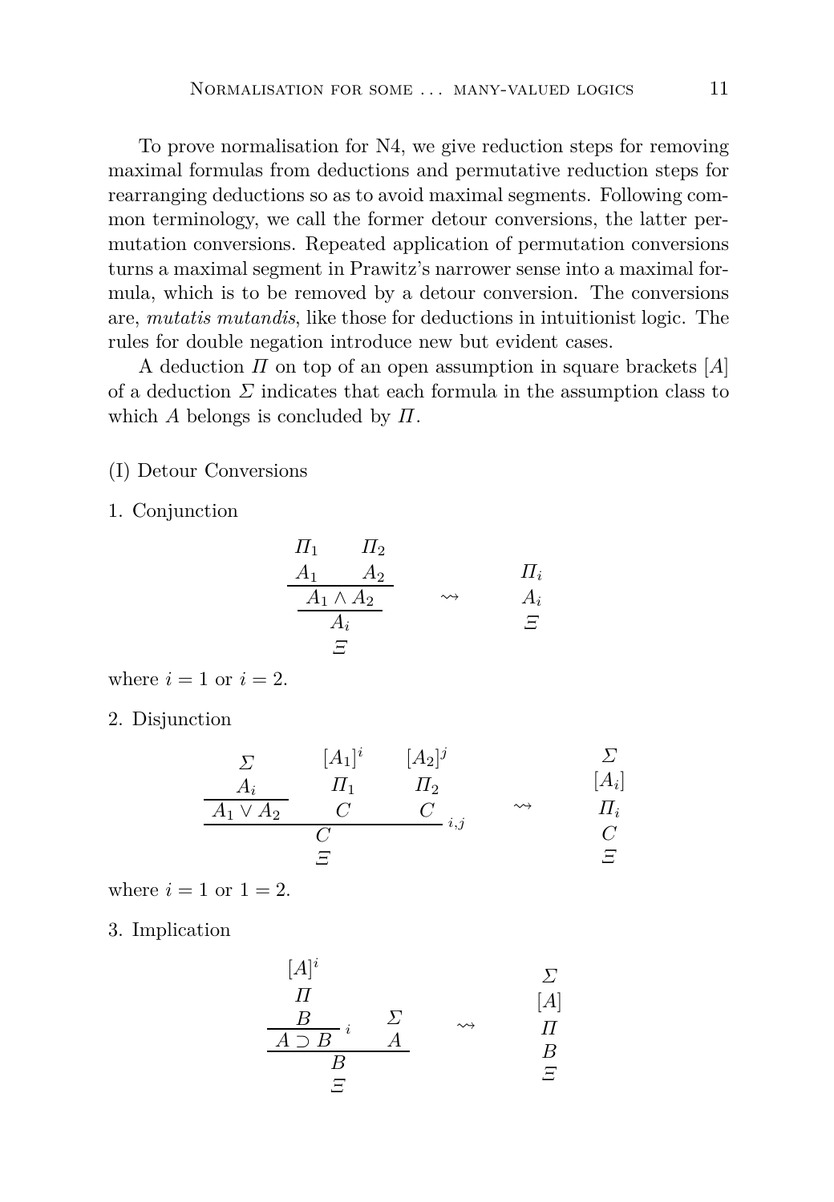To prove normalisation for N4, we give reduction steps for removing maximal formulas from deductions and permutative reduction steps for rearranging deductions so as to avoid maximal segments. Following common terminology, we call the former detour conversions, the latter permutation conversions. Repeated application of permutation conversions turns a maximal segment in Prawitz's narrower sense into a maximal formula, which is to be removed by a detour conversion. The conversions are, *mutatis mutandis*, like those for deductions in intuitionist logic. The rules for double negation introduce new but evident cases.

A deduction $\Pi$ on top of an open assumption in square brackets $[A]$ of a deduction $\Sigma$ indicates that each formula in the assumption class to which $A$ belongs is concluded by $\Pi$.

(I) Detour Conversions

1. Conjunction

$$\dfrac{\dfrac{\begin{matrix}\Pi_1 \\ A_1\end{matrix} \qquad \begin{matrix}\Pi_2 \\ A_2\end{matrix}}{A_1 \wedge A_2}}{\begin{matrix}A_i \\ \Xi\end{matrix}} \quad \rightsquigarrow \quad \begin{matrix}\Pi_i \\ A_i \\ \Xi\end{matrix}$$

where $i = 1$ or $i = 2$.

2. Disjunction

$$\dfrac{\dfrac{\begin{matrix}\Sigma \\ A_i\end{matrix}}{A_1 \vee A_2} \qquad \begin{matrix}[A_1]^i \\ \Pi_1 \\ C\end{matrix} \qquad \begin{matrix}[A_2]^j \\ \Pi_2 \\ C\end{matrix}}{\begin{matrix}C \\ \Xi\end{matrix}}\,{}_{i,j} \quad \rightsquigarrow \quad \begin{matrix}\Sigma \\ [A_i] \\ \Pi_i \\ C \\ \Xi\end{matrix}$$

where $i = 1$ or $1 = 2$.

3. Implication

$$\dfrac{\dfrac{\begin{matrix}[A]^i \\ \Pi \\ B\end{matrix}}{A \supset B}\,{}_i \qquad \begin{matrix}\Sigma \\ A\end{matrix}}{\begin{matrix}B \\ \Xi\end{matrix}} \quad \rightsquigarrow \quad \begin{matrix}\Sigma \\ [A] \\ \Pi \\ B \\ \Xi\end{matrix}$$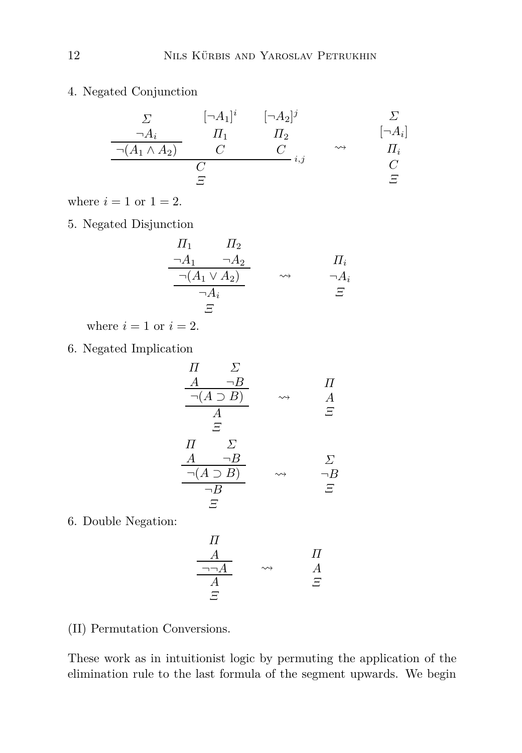4. Negated Conjunction

$$
\dfrac{\dfrac{\begin{array}{c}\Sigma \\ \neg A_i\end{array}}{\neg(A_1 \wedge A_2)} \qquad \begin{array}{c}[\neg A_1]^i \\ \Pi_1 \\ C\end{array} \qquad \begin{array}{c}[\neg A_2]^j \\ \Pi_2 \\ C\end{array}}{\begin{array}{c}C \\ \Xi\end{array}}{\scriptstyle i,j}
\quad \rightsquigarrow \quad
\begin{array}{c}\Sigma \\ [\neg A_i] \\ \Pi_i \\ C \\ \Xi\end{array}
$$

where $i = 1$ or $1 = 2$.

5. Negated Disjunction

$$
\dfrac{\dfrac{\begin{array}{c}\Pi_1 \\ \neg A_1\end{array} \qquad \begin{array}{c}\Pi_2 \\ \neg A_2\end{array}}{\neg(A_1 \vee A_2)}}{\begin{array}{c}\neg A_i \\ \Xi\end{array}}
\quad \rightsquigarrow \quad
\begin{array}{c}\Pi_i \\ \neg A_i \\ \Xi\end{array}
$$

where $i = 1$ or $i = 2$.

6. Negated Implication

$$
\dfrac{\dfrac{\begin{array}{c}\Pi \\ A\end{array} \qquad \begin{array}{c}\Sigma \\ \neg B\end{array}}{\neg(A \supset B)}}{\begin{array}{c}A \\ \Xi\end{array}}
\quad \rightsquigarrow \quad
\begin{array}{c}\Pi \\ A \\ \Xi\end{array}
$$

$$
\dfrac{\dfrac{\begin{array}{c}\Pi \\ A\end{array} \qquad \begin{array}{c}\Sigma \\ \neg B\end{array}}{\neg(A \supset B)}}{\begin{array}{c}\neg B \\ \Xi\end{array}}
\quad \rightsquigarrow \quad
\begin{array}{c}\Sigma \\ \neg B \\ \Xi\end{array}
$$

6. Double Negation:

$$
\dfrac{\dfrac{\begin{array}{c}\Pi \\ A\end{array}}{\neg\neg A}}{\begin{array}{c}A \\ \Xi\end{array}}
\quad \rightsquigarrow \quad
\begin{array}{c}\Pi \\ A \\ \Xi\end{array}
$$

(II) Permutation Conversions.

These work as in intuitionist logic by permuting the application of the elimination rule to the last formula of the segment upwards. We begin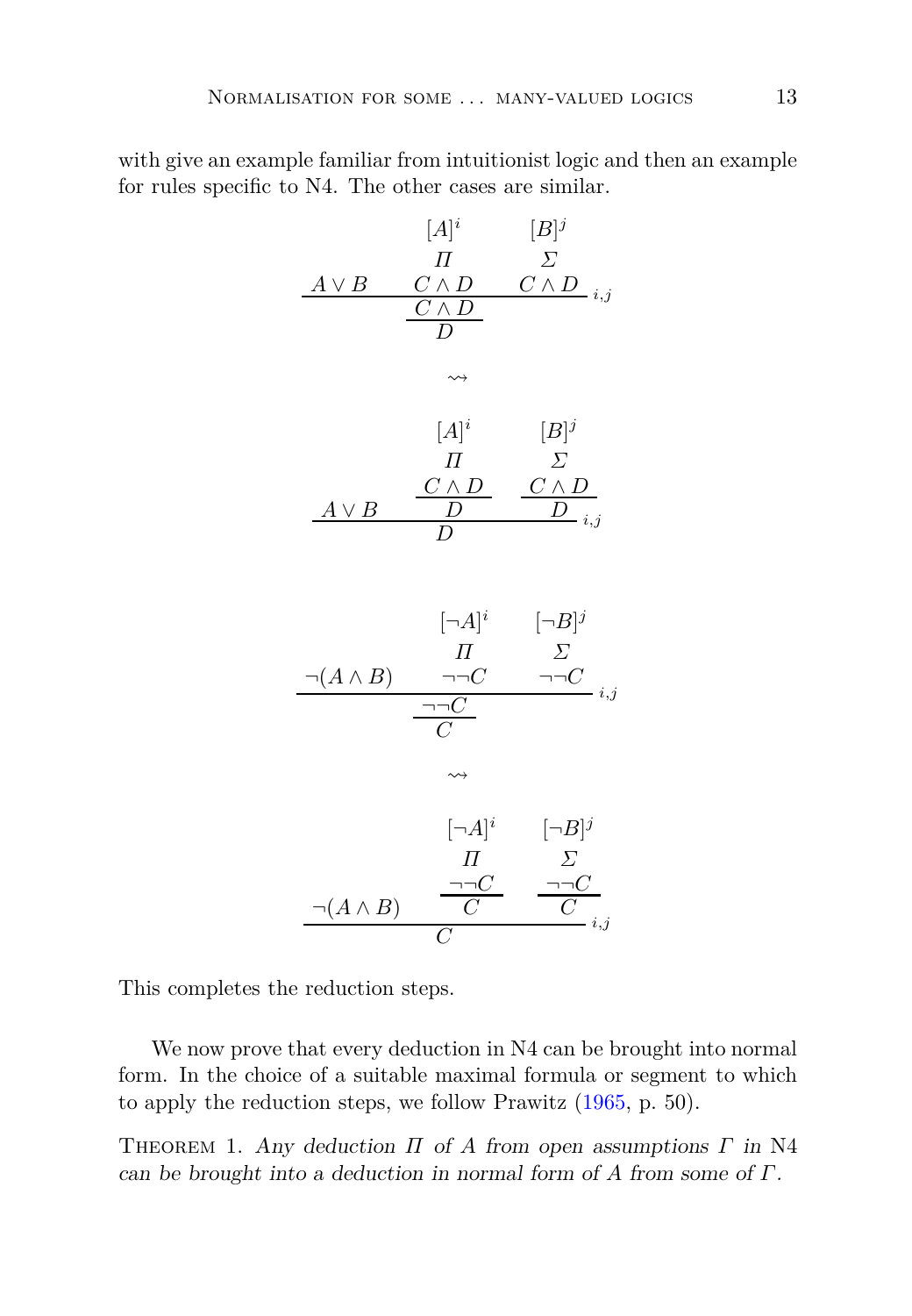with give an example familiar from intuitionist logic and then an example for rules specific to N4. The other cases are similar.

$$
\dfrac{A \vee B \qquad \begin{matrix} [A]^i \\ \Pi \\ C \wedge D \end{matrix} \qquad \begin{matrix} [B]^j \\ \Sigma \\ C \wedge D \end{matrix}}{\dfrac{C \wedge D}{D}}\, {}_{i,j}
$$

$$
\rightsquigarrow
$$

$$
\dfrac{A \vee B \qquad \begin{matrix} [A]^i \\ \Pi \\ \dfrac{C \wedge D}{D} \end{matrix} \qquad \begin{matrix} [B]^j \\ \Sigma \\ \dfrac{C \wedge D}{D} \end{matrix}}{D}\, {}_{i,j}
$$

$$
\dfrac{\neg(A \wedge B) \qquad \begin{matrix} [\neg A]^i \\ \Pi \\ \neg\neg C \end{matrix} \qquad \begin{matrix} [\neg B]^j \\ \Sigma \\ \neg\neg C \end{matrix}}{\dfrac{\neg\neg C}{C}}\, {}_{i,j}
$$

$$
\rightsquigarrow
$$

$$
\dfrac{\neg(A \wedge B) \qquad \begin{matrix} [\neg A]^i \\ \Pi \\ \dfrac{\neg\neg C}{C} \end{matrix} \qquad \begin{matrix} [\neg B]^j \\ \Sigma \\ \dfrac{\neg\neg C}{C} \end{matrix}}{C}\, {}_{i,j}
$$

This completes the reduction steps.

We now prove that every deduction in N4 can be brought into normal form. In the choice of a suitable maximal formula or segment to which to apply the reduction steps, we follow Prawitz (1965, p. 50).

Theorem 1. *Any deduction $\Pi$ of $A$ from open assumptions $\Gamma$ in* N4 *can be brought into a deduction in normal form of $A$ from some of $\Gamma$.*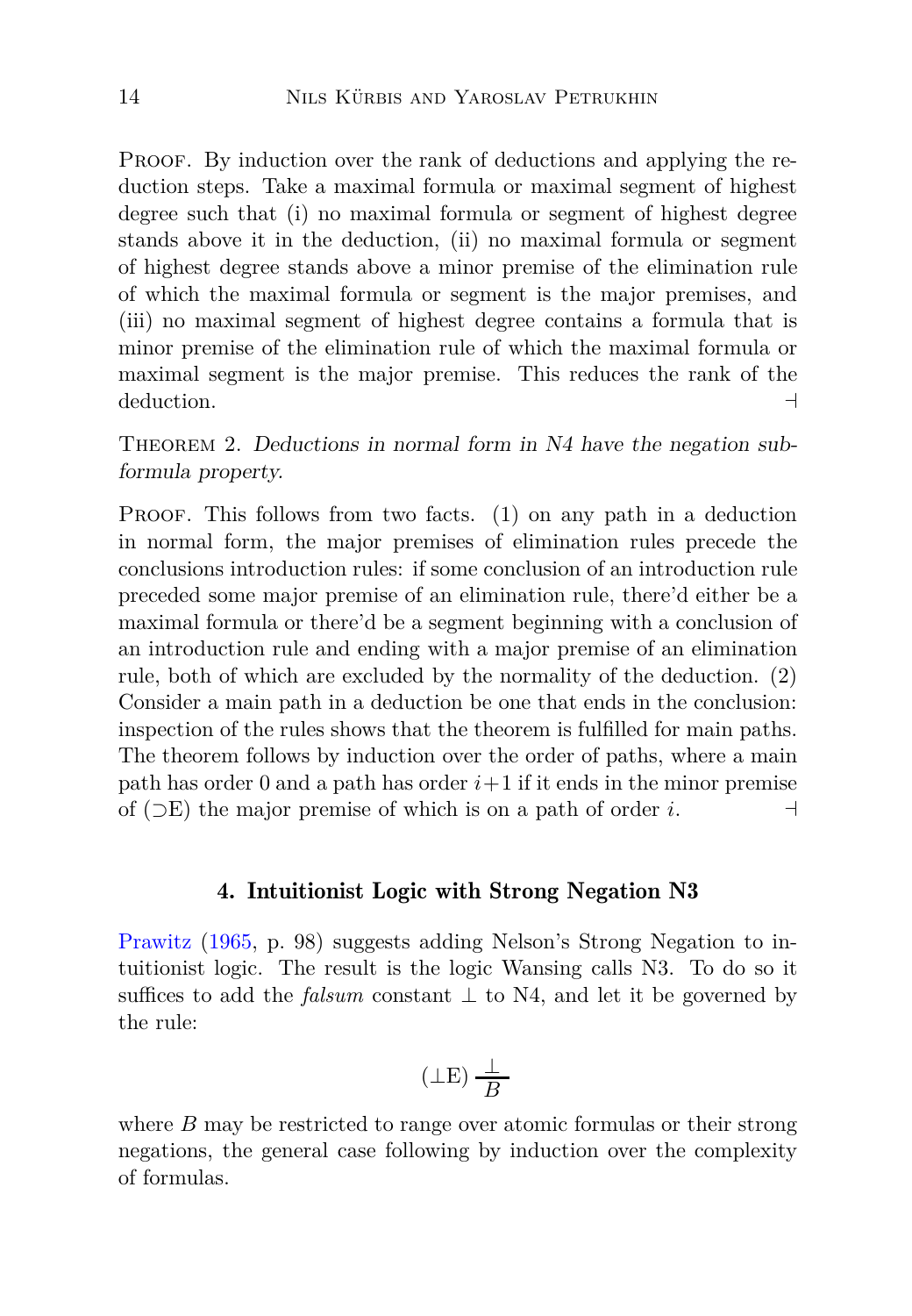Proof. By induction over the rank of deductions and applying the reduction steps. Take a maximal formula or maximal segment of highest degree such that (i) no maximal formula or segment of highest degree stands above it in the deduction, (ii) no maximal formula or segment of highest degree stands above a minor premise of the elimination rule of which the maximal formula or segment is the major premises, and (iii) no maximal segment of highest degree contains a formula that is minor premise of the elimination rule of which the maximal formula or maximal segment is the major premise. This reduces the rank of the deduction. ⊣

Theorem 2. *Deductions in normal form in N4 have the negation subformula property.*

Proof. This follows from two facts. (1) on any path in a deduction in normal form, the major premises of elimination rules precede the conclusions introduction rules: if some conclusion of an introduction rule preceded some major premise of an elimination rule, there'd either be a maximal formula or there'd be a segment beginning with a conclusion of an introduction rule and ending with a major premise of an elimination rule, both of which are excluded by the normality of the deduction. (2) Consider a main path in a deduction be one that ends in the conclusion: inspection of the rules shows that the theorem is fulfilled for main paths. The theorem follows by induction over the order of paths, where a main path has order 0 and a path has order $i+1$ if it ends in the minor premise of ($\supset$E) the major premise of which is on a path of order $i$. ⊣

## 4. Intuitionist Logic with Strong Negation N3

Prawitz (1965, p. 98) suggests adding Nelson's Strong Negation to intuitionist logic. The result is the logic Wansing calls N3. To do so it suffices to add the *falsum* constant $\bot$ to N4, and let it be governed by the rule:

$$(\bot \mathrm{E})\ \frac{\bot}{B}$$

where $B$ may be restricted to range over atomic formulas or their strong negations, the general case following by induction over the complexity of formulas.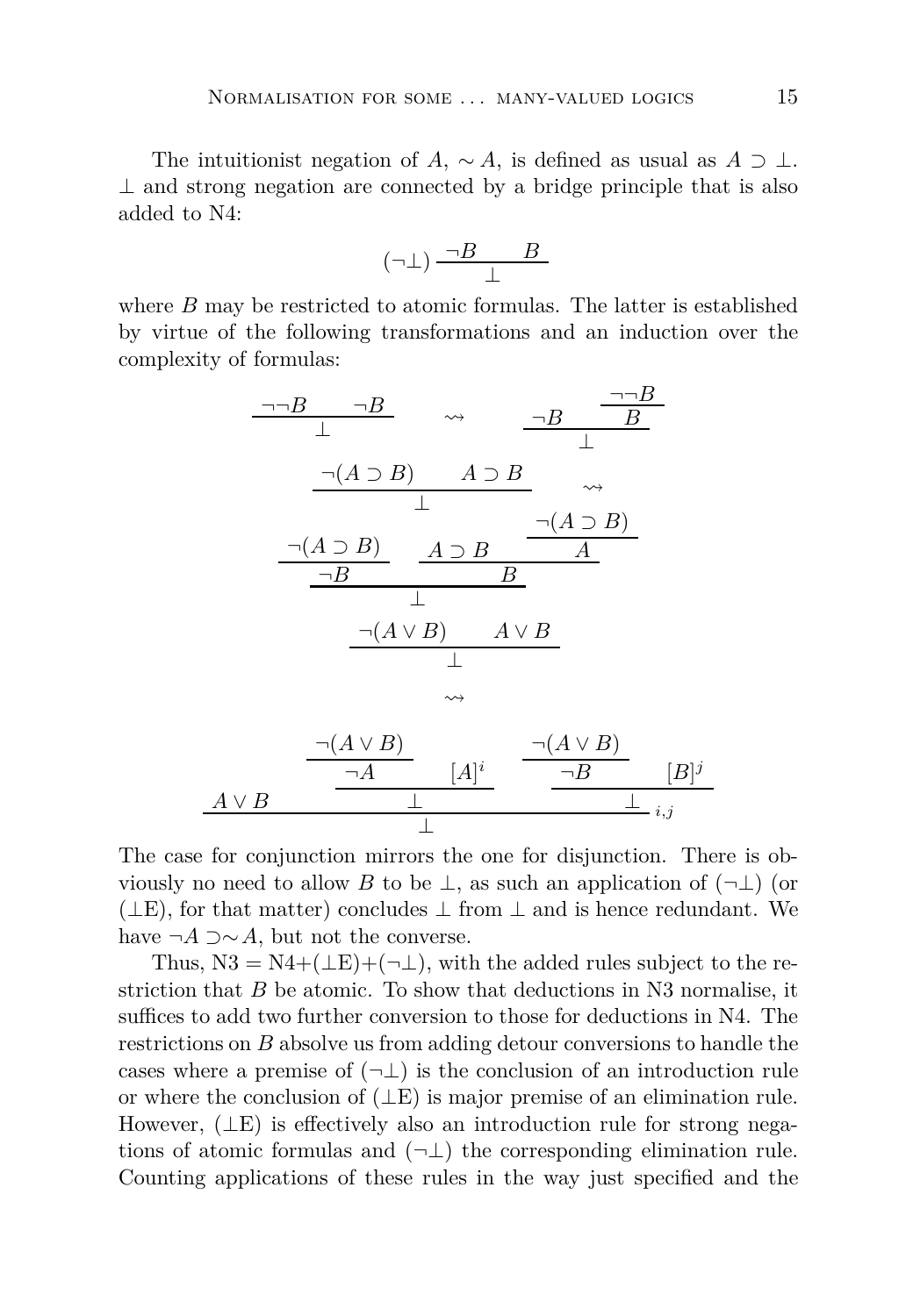The intuitionist negation of $A$, $\sim A$, is defined as usual as $A \supset \bot$. $\bot$ and strong negation are connected by a bridge principle that is also added to N4:

$$(\neg\bot)\ \frac{\neg B \qquad B}{\bot}$$

where $B$ may be restricted to atomic formulas. The latter is established by virtue of the following transformations and an induction over the complexity of formulas:

$$\frac{\neg\neg B \qquad \neg B}{\bot} \quad \rightsquigarrow \quad \dfrac{\neg B \qquad \dfrac{\neg\neg B}{B}}{\bot}$$

$$\frac{\neg(A \supset B) \qquad A \supset B}{\bot} \quad \rightsquigarrow$$

$$\dfrac{\dfrac{\neg(A \supset B)}{\neg B} \qquad \dfrac{A \supset B \qquad \dfrac{\neg(A \supset B)}{A}}{B}}{\bot}$$

$$\frac{\neg(A \vee B) \qquad A \vee B}{\bot}$$

$$\rightsquigarrow$$

$$\dfrac{A \vee B \qquad \dfrac{\dfrac{\neg(A \vee B)}{\neg A} \qquad [A]^i}{\bot} \qquad \dfrac{\dfrac{\neg(A \vee B)}{\neg B} \qquad [B]^j}{\bot}}{\bot}\ {}_{i,j}$$

The case for conjunction mirrors the one for disjunction. There is obviously no need to allow $B$ to be $\bot$, as such an application of $(\neg\bot)$ (or $(\bot\text{E})$, for that matter) concludes $\bot$ from $\bot$ and is hence redundant. We have $\neg A \supset \sim A$, but not the converse.

Thus, $\text{N3} = \text{N4}+(\bot\text{E})+(\neg\bot)$, with the added rules subject to the restriction that $B$ be atomic. To show that deductions in N3 normalise, it suffices to add two further conversion to those for deductions in N4. The restrictions on $B$ absolve us from adding detour conversions to handle the cases where a premise of $(\neg\bot)$ is the conclusion of an introduction rule or where the conclusion of $(\bot\text{E})$ is major premise of an elimination rule. However, $(\bot\text{E})$ is effectively also an introduction rule for strong negations of atomic formulas and $(\neg\bot)$ the corresponding elimination rule. Counting applications of these rules in the way just specified and the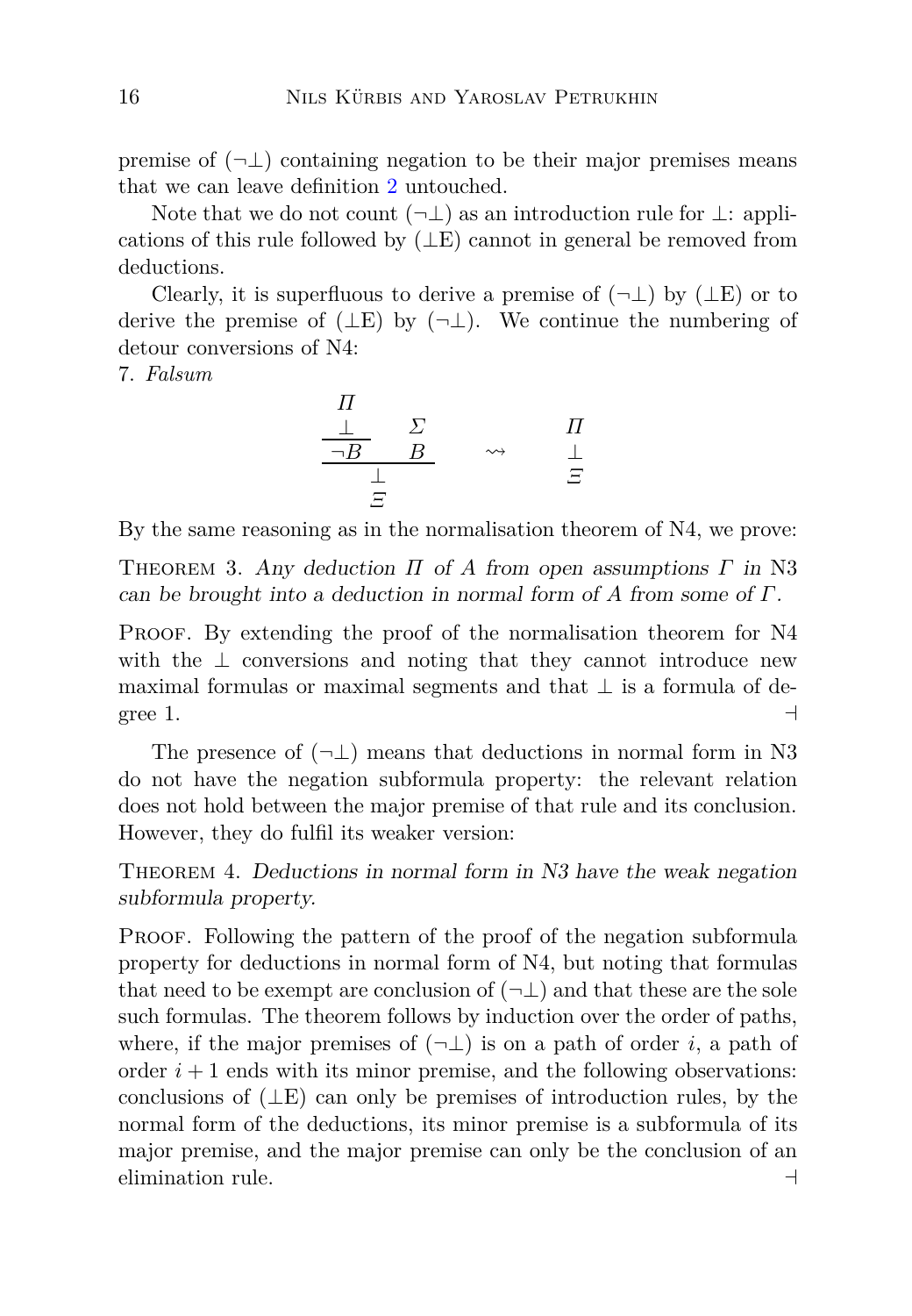premise of $(\neg\bot)$ containing negation to be their major premises means that we can leave definition 2 untouched.

Note that we do not count $(\neg\bot)$ as an introduction rule for $\bot$: applications of this rule followed by $(\bot\text{E})$ cannot in general be removed from deductions.

Clearly, it is superfluous to derive a premise of $(\neg\bot)$ by $(\bot\text{E})$ or to derive the premise of $(\bot\text{E})$ by $(\neg\bot)$. We continue the numbering of detour conversions of N4:

7. *Falsum*

$$
\dfrac{\dfrac{\begin{matrix}\Pi \\ \bot\end{matrix}}{\neg B} \qquad \begin{matrix}\Sigma \\ B\end{matrix}}{\begin{matrix}\bot \\ \Xi\end{matrix}} \quad \rightsquigarrow \quad \begin{matrix}\Pi \\ \bot \\ \Xi\end{matrix}
$$

By the same reasoning as in the normalisation theorem of N4, we prove:

Theorem 3. *Any deduction $\Pi$ of $A$ from open assumptions $\Gamma$ in* N3 *can be brought into a deduction in normal form of $A$ from some of $\Gamma$.*

Proof. By extending the proof of the normalisation theorem for N4 with the $\bot$ conversions and noting that they cannot introduce new maximal formulas or maximal segments and that $\bot$ is a formula of degree 1. ⊣

The presence of $(\neg\bot)$ means that deductions in normal form in N3 do not have the negation subformula property: the relevant relation does not hold between the major premise of that rule and its conclusion. However, they do fulfil its weaker version:

Theorem 4. *Deductions in normal form in N3 have the weak negation subformula property.*

Proof. Following the pattern of the proof of the negation subformula property for deductions in normal form of N4, but noting that formulas that need to be exempt are conclusion of $(\neg\bot)$ and that these are the sole such formulas. The theorem follows by induction over the order of paths, where, if the major premises of $(\neg\bot)$ is on a path of order $i$, a path of order $i + 1$ ends with its minor premise, and the following observations: conclusions of $(\bot\text{E})$ can only be premises of introduction rules, by the normal form of the deductions, its minor premise is a subformula of its major premise, and the major premise can only be the conclusion of an elimination rule. ⊣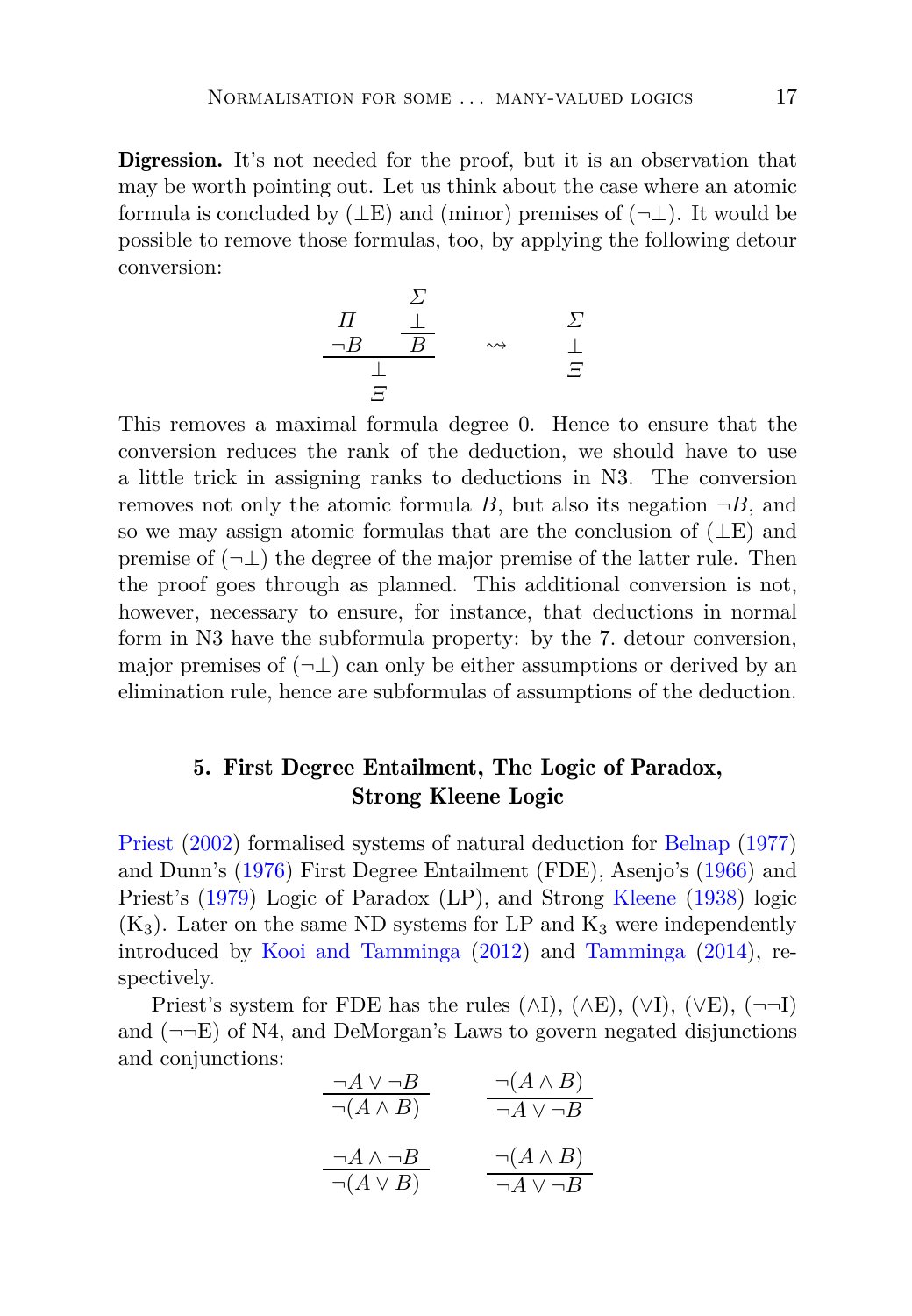**Digression.** It's not needed for the proof, but it is an observation that may be worth pointing out. Let us think about the case where an atomic formula is concluded by (⊥E) and (minor) premises of (¬⊥). It would be possible to remove those formulas, too, by applying the following detour conversion:

$$
\dfrac{\begin{matrix}\Pi \\ \neg B\end{matrix} \qquad \dfrac{\begin{matrix}\Sigma \\ \bot\end{matrix}}{B}}{\begin{matrix}\bot \\ \Xi\end{matrix}} \quad \rightsquigarrow \quad \begin{matrix}\Sigma \\ \bot \\ \Xi\end{matrix}
$$

This removes a maximal formula degree 0. Hence to ensure that the conversion reduces the rank of the deduction, we should have to use a little trick in assigning ranks to deductions in N3. The conversion removes not only the atomic formula $B$, but also its negation $\neg B$, and so we may assign atomic formulas that are the conclusion of (⊥E) and premise of (¬⊥) the degree of the major premise of the latter rule. Then the proof goes through as planned. This additional conversion is not, however, necessary to ensure, for instance, that deductions in normal form in N3 have the subformula property: by the 7. detour conversion, major premises of (¬⊥) can only be either assumptions or derived by an elimination rule, hence are subformulas of assumptions of the deduction.

## 5. First Degree Entailment, The Logic of Paradox, Strong Kleene Logic

Priest (2002) formalised systems of natural deduction for Belnap (1977) and Dunn's (1976) First Degree Entailment (FDE), Asenjo's (1966) and Priest's (1979) Logic of Paradox (LP), and Strong Kleene (1938) logic ($K_3$). Later on the same ND systems for LP and $K_3$ were independently introduced by Kooi and Tamminga (2012) and Tamminga (2014), respectively.

Priest's system for FDE has the rules (∧I), (∧E), (∨I), (∨E), (¬¬I) and (¬¬E) of N4, and DeMorgan's Laws to govern negated disjunctions and conjunctions:

$$
\dfrac{\neg A \vee \neg B}{\neg(A \wedge B)} \qquad \dfrac{\neg(A \wedge B)}{\neg A \vee \neg B}
$$

$$
\dfrac{\neg A \wedge \neg B}{\neg(A \vee B)} \qquad \dfrac{\neg(A \wedge B)}{\neg A \vee \neg B}
$$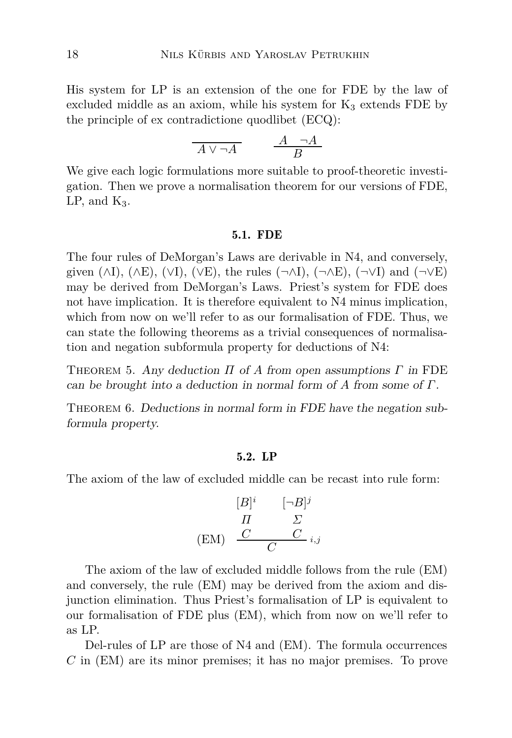His system for LP is an extension of the one for FDE by the law of excluded middle as an axiom, while his system for $K_3$ extends FDE by the principle of ex contradictione quodlibet (ECQ):

$$\frac{}{A \vee \neg A} \qquad \frac{A \quad \neg A}{B}$$

We give each logic formulations more suitable to proof-theoretic investigation. Then we prove a normalisation theorem for our versions of FDE, LP, and $K_3$.

### 5.1. FDE

The four rules of DeMorgan's Laws are derivable in N4, and conversely, given ($\wedge$I), ($\wedge$E), ($\vee$I), ($\vee$E), the rules ($\neg\wedge$I), ($\neg\wedge$E), ($\neg\vee$I) and ($\neg\vee$E) may be derived from DeMorgan's Laws. Priest's system for FDE does not have implication. It is therefore equivalent to N4 minus implication, which from now on we'll refer to as our formalisation of FDE. Thus, we can state the following theorems as a trivial consequences of normalisation and negation subformula property for deductions of N4:

Theorem 5. *Any deduction $\Pi$ of $A$ from open assumptions $\Gamma$ in* FDE *can be brought into a deduction in normal form of $A$ from some of $\Gamma$.*

Theorem 6. *Deductions in normal form in FDE have the negation subformula property.*

### 5.2. LP

The axiom of the law of excluded middle can be recast into rule form:

$$(\text{EM}) \quad \frac{\begin{matrix}[B]^i \\ \Pi \\ C\end{matrix} \qquad \begin{matrix}[\neg B]^j \\ \Sigma \\ C\end{matrix}}{C}\, {}_{i,j}$$

The axiom of the law of excluded middle follows from the rule (EM) and conversely, the rule (EM) may be derived from the axiom and disjunction elimination. Thus Priest's formalisation of LP is equivalent to our formalisation of FDE plus (EM), which from now on we'll refer to as LP.

Del-rules of LP are those of N4 and (EM). The formula occurrences $C$ in (EM) are its minor premises; it has no major premises. To prove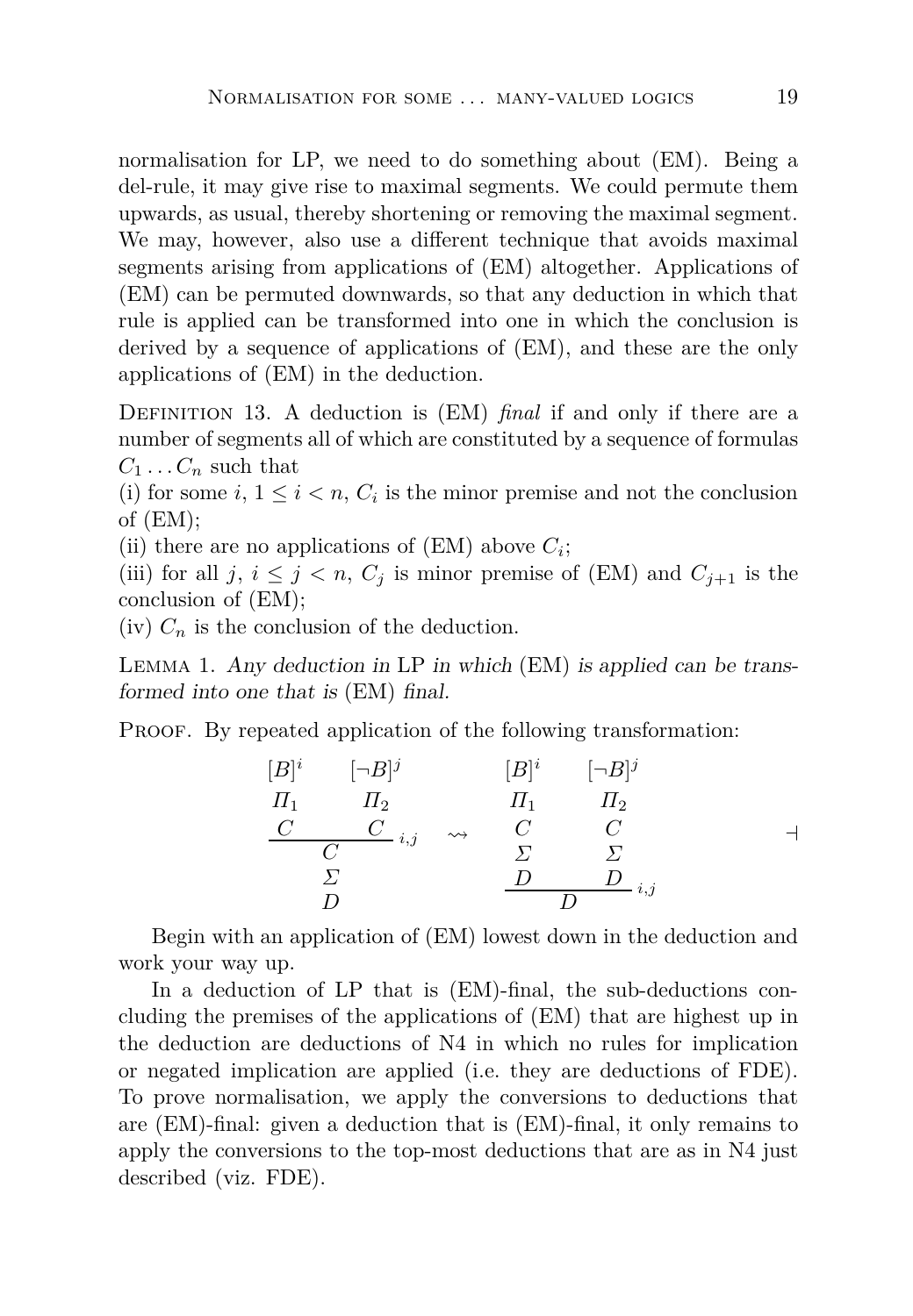normalisation for LP, we need to do something about (EM). Being a del-rule, it may give rise to maximal segments. We could permute them upwards, as usual, thereby shortening or removing the maximal segment. We may, however, also use a different technique that avoids maximal segments arising from applications of (EM) altogether. Applications of (EM) can be permuted downwards, so that any deduction in which that rule is applied can be transformed into one in which the conclusion is derived by a sequence of applications of (EM), and these are the only applications of (EM) in the deduction.

Definition 13. A deduction is (EM) *final* if and only if there are a number of segments all of which are constituted by a sequence of formulas $C_1 \ldots C_n$ such that
(i) for some $i$, $1 \leq i < n$, $C_i$ is the minor premise and not the conclusion of (EM);
(ii) there are no applications of (EM) above $C_i$;
(iii) for all $j$, $i \leq j < n$, $C_j$ is minor premise of (EM) and $C_{j+1}$ is the conclusion of (EM);
(iv) $C_n$ is the conclusion of the deduction.

Lemma 1. *Any deduction in* LP *in which* (EM) *is applied can be transformed into one that is* (EM) *final.*

Proof. By repeated application of the following transformation:

$$\dfrac{\begin{matrix}[B]^i \\ \Pi_1 \\ C\end{matrix} \qquad \begin{matrix}[\neg B]^j \\ \Pi_2 \\ C\end{matrix}}{\begin{matrix} C \\ \Sigma \\ D\end{matrix}}{\scriptstyle i,j} \quad \rightsquigarrow \quad \dfrac{\begin{matrix}[B]^i \\ \Pi_1 \\ C \\ \Sigma \\ D\end{matrix} \qquad \begin{matrix}[\neg B]^j \\ \Pi_2 \\ C \\ \Sigma \\ D\end{matrix}}{D}{\scriptstyle i,j}$$

⊣

Begin with an application of (EM) lowest down in the deduction and work your way up.

In a deduction of LP that is (EM)-final, the sub-deductions concluding the premises of the applications of (EM) that are highest up in the deduction are deductions of N4 in which no rules for implication or negated implication are applied (i.e. they are deductions of FDE). To prove normalisation, we apply the conversions to deductions that are (EM)-final: given a deduction that is (EM)-final, it only remains to apply the conversions to the top-most deductions that are as in N4 just described (viz. FDE).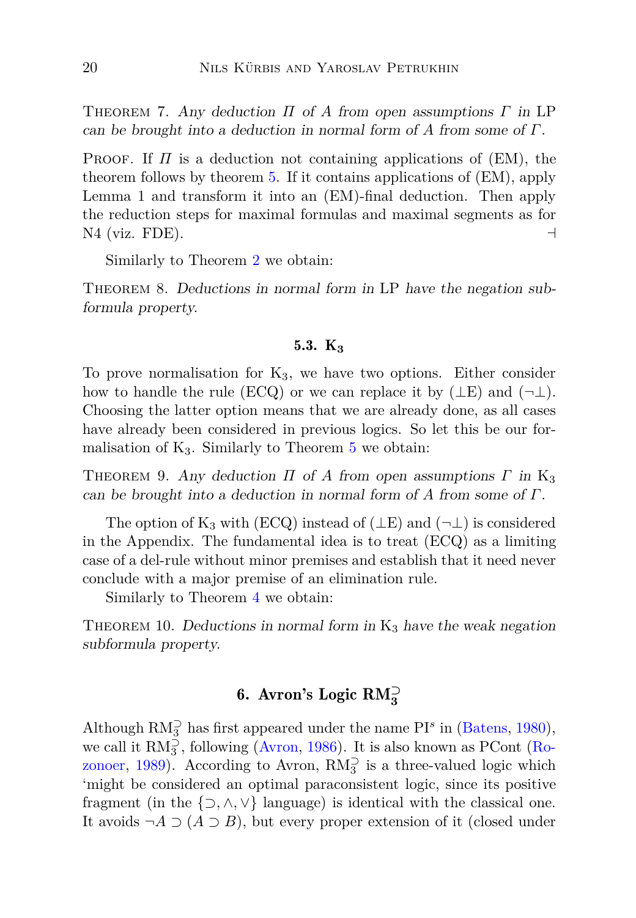Theorem 7. *Any deduction $\Pi$ of $A$ from open assumptions $\Gamma$ in* LP *can be brought into a deduction in normal form of $A$ from some of $\Gamma$.*

Proof. If $\Pi$ is a deduction not containing applications of (EM), the theorem follows by theorem 5. If it contains applications of (EM), apply Lemma 1 and transform it into an (EM)-final deduction. Then apply the reduction steps for maximal formulas and maximal segments as for N4 (viz. FDE). ⊣

Similarly to Theorem 2 we obtain:

Theorem 8. *Deductions in normal form in* LP *have the negation subformula property.*

### 5.3. $K_3$

To prove normalisation for $K_3$, we have two options. Either consider how to handle the rule (ECQ) or we can replace it by ($\bot$E) and ($\neg\bot$). Choosing the latter option means that we are already done, as all cases have already been considered in previous logics. So let this be our formalisation of $K_3$. Similarly to Theorem 5 we obtain:

Theorem 9. *Any deduction $\Pi$ of $A$ from open assumptions $\Gamma$ in $K_3$ can be brought into a deduction in normal form of $A$ from some of $\Gamma$.*

The option of $K_3$ with (ECQ) instead of ($\bot$E) and ($\neg\bot$) is considered in the Appendix. The fundamental idea is to treat (ECQ) as a limiting case of a del-rule without minor premises and establish that it need never conclude with a major premise of an elimination rule.

Similarly to Theorem 4 we obtain:

Theorem 10. *Deductions in normal form in $K_3$ have the weak negation subformula property.*

## 6. Avron's Logic $\mathrm{RM}_3^{\supset}$

Although $\mathrm{RM}_3^{\supset}$ has first appeared under the name $\mathrm{PI}^s$ in (Batens, 1980), we call it $\mathrm{RM}_3^{\supset}$, following (Avron, 1986). It is also known as PCont (Rozonoer, 1989). According to Avron, $\mathrm{RM}_3^{\supset}$ is a three-valued logic which 'might be considered an optimal paraconsistent logic, since its positive fragment (in the $\{\supset, \wedge, \vee\}$ language) is identical with the classical one. It avoids $\neg A \supset (A \supset B)$, but every proper extension of it (closed under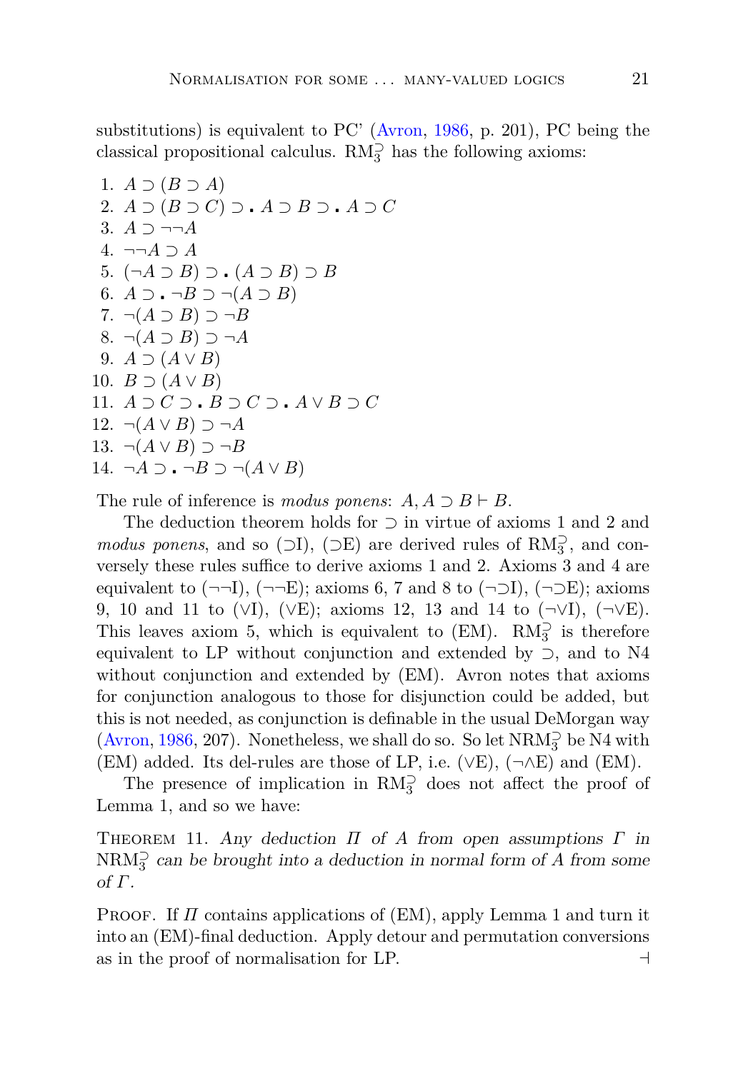substitutions) is equivalent to PC' (Avron, 1986, p. 201), PC being the classical propositional calculus. $\mathrm{RM}_3^{\supset}$ has the following axioms:

1. $A \supset (B \supset A)$
2. $A \supset (B \supset C) \supset . \, A \supset B \supset . \, A \supset C$
3. $A \supset \neg\neg A$
4. $\neg\neg A \supset A$
5. $(\neg A \supset B) \supset . \, (A \supset B) \supset B$
6. $A \supset . \, \neg B \supset \neg(A \supset B)$
7. $\neg(A \supset B) \supset \neg B$
8. $\neg(A \supset B) \supset \neg A$
9. $A \supset (A \vee B)$
10. $B \supset (A \vee B)$
11. $A \supset C \supset . \, B \supset C \supset . \, A \vee B \supset C$
12. $\neg(A \vee B) \supset \neg A$
13. $\neg(A \vee B) \supset \neg B$
14. $\neg A \supset . \, \neg B \supset \neg(A \vee B)$

The rule of inference is *modus ponens*: $A, A \supset B \vdash B$.

The deduction theorem holds for $\supset$ in virtue of axioms 1 and 2 and *modus ponens*, and so ($\supset$I), ($\supset$E) are derived rules of $\mathrm{RM}_3^{\supset}$, and conversely these rules suffice to derive axioms 1 and 2. Axioms 3 and 4 are equivalent to ($\neg\neg$I), ($\neg\neg$E); axioms 6, 7 and 8 to ($\neg\supset$I), ($\neg\supset$E); axioms 9, 10 and 11 to ($\vee$I), ($\vee$E); axioms 12, 13 and 14 to ($\neg\vee$I), ($\neg\vee$E). This leaves axiom 5, which is equivalent to (EM). $\mathrm{RM}_3^{\supset}$ is therefore equivalent to LP without conjunction and extended by $\supset$, and to N4 without conjunction and extended by (EM). Avron notes that axioms for conjunction analogous to those for disjunction could be added, but this is not needed, as conjunction is definable in the usual DeMorgan way (Avron, 1986, 207). Nonetheless, we shall do so. So let $\mathrm{NRM}_3^{\supset}$ be N4 with (EM) added. Its del-rules are those of LP, i.e. ($\vee$E), ($\neg\wedge$E) and (EM).

The presence of implication in $\mathrm{RM}_3^{\supset}$ does not affect the proof of Lemma 1, and so we have:

THEOREM 11. *Any deduction $\Pi$ of $A$ from open assumptions $\Gamma$ in $\mathrm{NRM}_3^{\supset}$ can be brought into a deduction in normal form of $A$ from some of $\Gamma$.*

PROOF. If $\Pi$ contains applications of (EM), apply Lemma 1 and turn it into an (EM)-final deduction. Apply detour and permutation conversions as in the proof of normalisation for LP. ⊣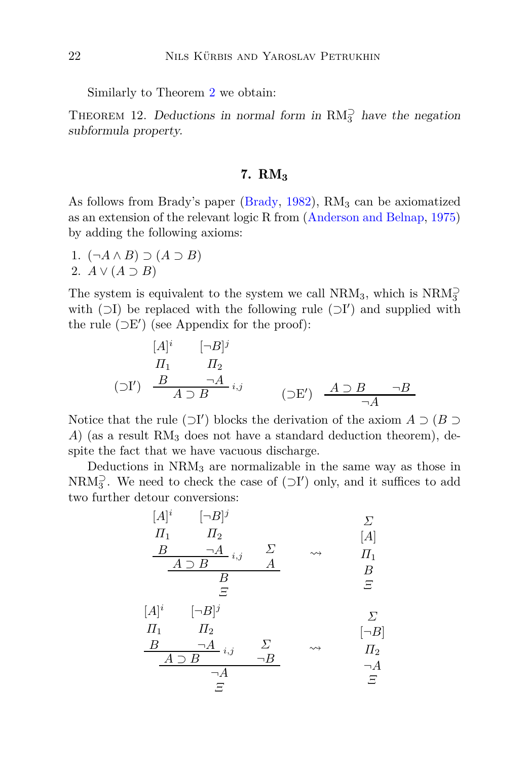Similarly to Theorem 2 we obtain:

THEOREM 12. *Deductions in normal form in* $\mathrm{RM}_3^{\supset}$ *have the negation subformula property.*

## 7. $\mathbf{RM_3}$

As follows from Brady's paper (Brady, 1982), $\mathrm{RM}_3$ can be axiomatized as an extension of the relevant logic R from (Anderson and Belnap, 1975) by adding the following axioms:

1. $(\neg A \wedge B) \supset (A \supset B)$
2. $A \vee (A \supset B)$

The system is equivalent to the system we call $\mathrm{NRM}_3$, which is $\mathrm{NRM}_3^{\supset}$ with ($\supset$I) be replaced with the following rule ($\supset$I$'$) and supplied with the rule ($\supset$E$'$) (see Appendix for the proof):

$$(\supset\mathrm{I}')\ \dfrac{\begin{matrix}[A]^i \\ \Pi_1 \\ B\end{matrix} \qquad \begin{matrix}[\neg B]^j \\ \Pi_2 \\ \neg A\end{matrix}}{A \supset B}\,{}_{i,j} \qquad\qquad (\supset\mathrm{E}')\ \dfrac{A \supset B \qquad \neg B}{\neg A}$$

Notice that the rule ($\supset$I$'$) blocks the derivation of the axiom $A \supset (B \supset A)$ (as a result $\mathrm{RM}_3$ does not have a standard deduction theorem), despite the fact that we have vacuous discharge.

Deductions in $\mathrm{NRM}_3$ are normalizable in the same way as those in $\mathrm{NRM}_3^{\supset}$. We need to check the case of ($\supset$I$'$) only, and it suffices to add two further detour conversions:

$$\dfrac{\dfrac{\begin{matrix}[A]^i \\ \Pi_1 \\ B\end{matrix} \qquad \begin{matrix}[\neg B]^j \\ \Pi_2 \\ \neg A\end{matrix}}{A \supset B}\,{}_{i,j} \qquad \begin{matrix}\Sigma \\ A\end{matrix}}{\begin{matrix}B \\ \Xi\end{matrix}} \quad \rightsquigarrow \quad \begin{matrix}\Sigma \\ [A] \\ \Pi_1 \\ B \\ \Xi\end{matrix}$$

$$\dfrac{\dfrac{\begin{matrix}[A]^i \\ \Pi_1 \\ B\end{matrix} \qquad \begin{matrix}[\neg B]^j \\ \Pi_2 \\ \neg A\end{matrix}}{A \supset B}\,{}_{i,j} \qquad \begin{matrix}\Sigma \\ \neg B\end{matrix}}{\begin{matrix}\neg A \\ \Xi\end{matrix}} \quad \rightsquigarrow \quad \begin{matrix}\Sigma \\ [\neg B] \\ \Pi_2 \\ \neg A \\ \Xi\end{matrix}$$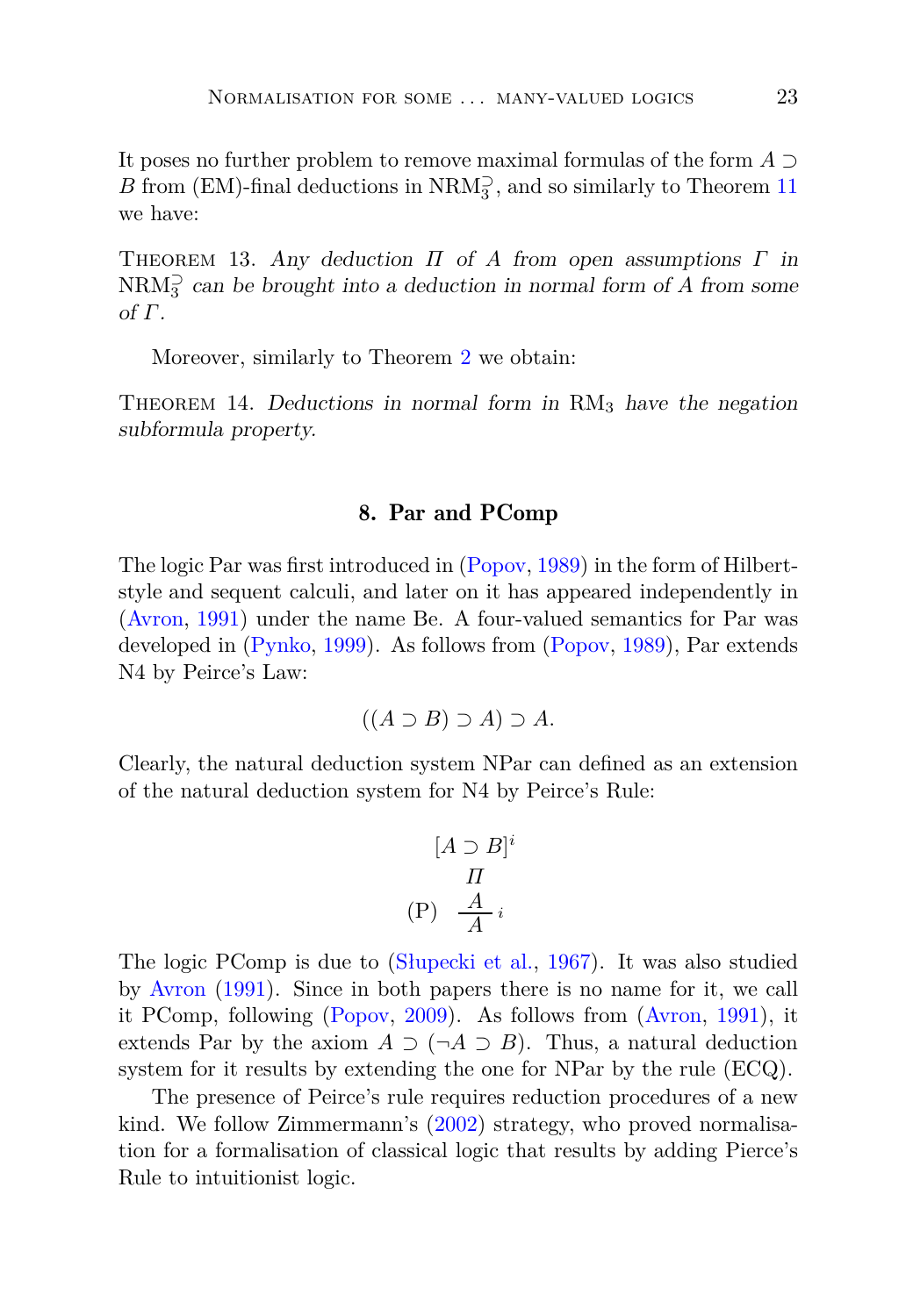It poses no further problem to remove maximal formulas of the form $A \supset B$ from (EM)-final deductions in $\mathrm{NRM}_3^{\supset}$, and so similarly to Theorem 11 we have:

Theorem 13. *Any deduction $\Pi$ of $A$ from open assumptions $\Gamma$ in $\mathrm{NRM}_3^{\supset}$ can be brought into a deduction in normal form of $A$ from some of $\Gamma$.*

Moreover, similarly to Theorem 2 we obtain:

Theorem 14. *Deductions in normal form in $\mathrm{RM}_3$ have the negation subformula property.*

## 8. Par and PComp

The logic Par was first introduced in (Popov, 1989) in the form of Hilbert-style and sequent calculi, and later on it has appeared independently in (Avron, 1991) under the name Be. A four-valued semantics for Par was developed in (Pynko, 1999). As follows from (Popov, 1989), Par extends N4 by Peirce's Law:

$$((A \supset B) \supset A) \supset A.$$

Clearly, the natural deduction system NPar can defined as an extension of the natural deduction system for N4 by Peirce's Rule:

$$\text{(P)}\ \frac{\begin{array}{c}[A \supset B]^i \\ \Pi \\ A\end{array}}{A}\, i$$

The logic PComp is due to (Słupecki et al., 1967). It was also studied by Avron (1991). Since in both papers there is no name for it, we call it PComp, following (Popov, 2009). As follows from (Avron, 1991), it extends Par by the axiom $A \supset (\neg A \supset B)$. Thus, a natural deduction system for it results by extending the one for NPar by the rule (ECQ).

The presence of Peirce's rule requires reduction procedures of a new kind. We follow Zimmermann's (2002) strategy, who proved normalisation for a formalisation of classical logic that results by adding Pierce's Rule to intuitionist logic.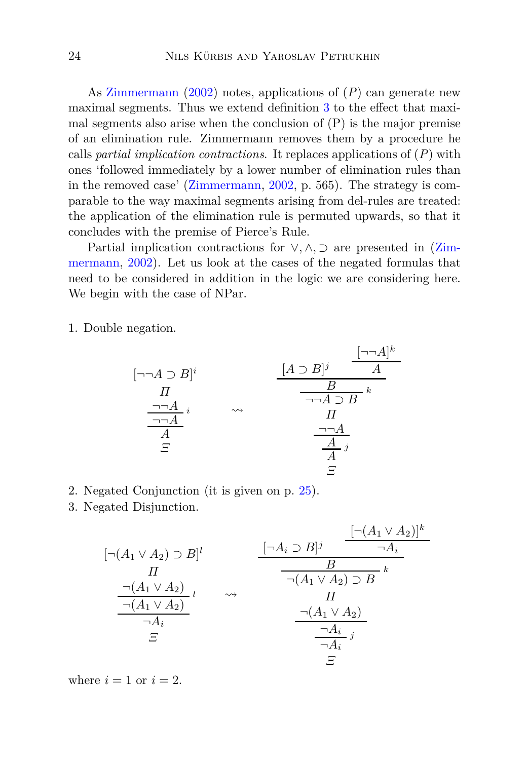As Zimmermann (2002) notes, applications of $(P)$ can generate new maximal segments. Thus we extend definition 3 to the effect that maximal segments also arise when the conclusion of (P) is the major premise of an elimination rule. Zimmermann removes them by a procedure he calls *partial implication contractions*. It replaces applications of $(P)$ with ones 'followed immediately by a lower number of elimination rules than in the removed case' (Zimmermann, 2002, p. 565). The strategy is comparable to the way maximal segments arising from del-rules are treated: the application of the elimination rule is permuted upwards, so that it concludes with the premise of Pierce's Rule.

Partial implication contractions for $\vee, \wedge, \supset$ are presented in (Zimmermann, 2002). Let us look at the cases of the negated formulas that need to be considered in addition in the logic we are considering here. We begin with the case of NPar.

1. Double negation.

$$
\dfrac{\dfrac{\dfrac{\begin{matrix}[\neg\neg A \supset B]^i \\ \Pi \\ \neg\neg A\end{matrix}}{\neg\neg A}\, i}{A}}{\varXi}
\quad \rightsquigarrow \quad
\begin{matrix}
\dfrac{\dfrac{[A \supset B]^j \qquad \dfrac{[\neg\neg A]^k}{A}}{B}}{\neg\neg A \supset B}\, k \\
\Pi \\
\dfrac{\dfrac{\neg\neg A}{A}}{A}\, j \\
\varXi
\end{matrix}
$$

2. Negated Conjunction (it is given on p. 25).
3. Negated Disjunction.

$$
\begin{matrix}
[\neg(A_1 \vee A_2) \supset B]^l \\
\Pi \\
\dfrac{\dfrac{\neg(A_1 \vee A_2)}{\neg(A_1 \vee A_2)}\, l}{\neg A_i} \\
\varXi
\end{matrix}
\quad \rightsquigarrow \quad
\begin{matrix}
\dfrac{\dfrac{[\neg A_i \supset B]^j \qquad \dfrac{[\neg(A_1 \vee A_2)]^k}{\neg A_i}}{B}}{\neg(A_1 \vee A_2) \supset B}\, k \\
\Pi \\
\dfrac{\dfrac{\neg(A_1 \vee A_2)}{\neg A_i}}{\neg A_i}\, j \\
\varXi
\end{matrix}
$$

where $i = 1$ or $i = 2$.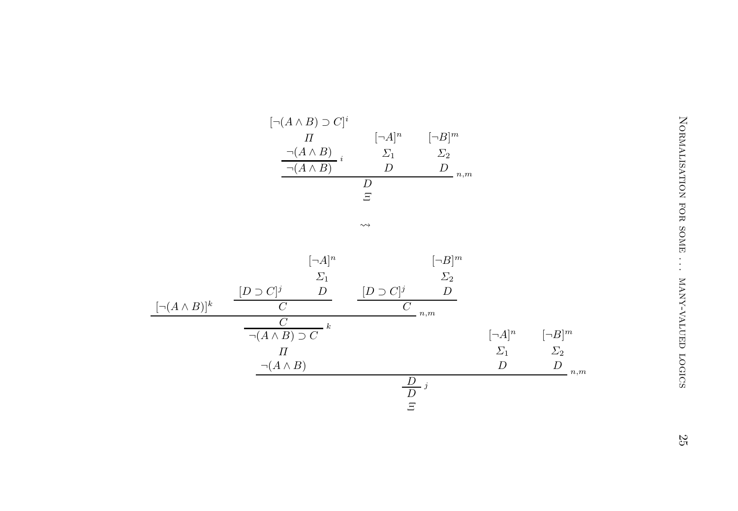$$
\dfrac{\dfrac{\begin{matrix}[\neg(A \wedge B) \supset C]^i \\ \Pi \\ \neg(A \wedge B)\end{matrix}}{\neg(A \wedge B)}\,i \qquad \begin{matrix}[\neg A]^n \\ \Sigma_1 \\ D\end{matrix} \qquad \begin{matrix}[\neg B]^m \\ \Sigma_2 \\ D\end{matrix}}{\begin{matrix}D \\ \Xi\end{matrix}}\,n,m
$$

$$\rightsquigarrow$$

$$
\dfrac{\dfrac{\begin{matrix}\dfrac{\dfrac{[\neg(A \wedge B)]^k \qquad \dfrac{[D \supset C]^j \qquad \begin{matrix}[\neg A]^n \\ \Sigma_1 \\ D\end{matrix}}{C} \qquad \dfrac{[D \supset C]^j \qquad \begin{matrix}[\neg B]^m \\ \Sigma_2 \\ D\end{matrix}}{C}}{C}\,n,m}{\neg(A \wedge B) \supset C}\,k \\ \Pi \\ \neg(A \wedge B)\end{matrix} \qquad \begin{matrix}[\neg A]^n \\ \Sigma_1 \\ D\end{matrix} \qquad \begin{matrix}[\neg B]^m \\ \Sigma_2 \\ D\end{matrix}}{D}\,n,m}{\begin{matrix}D \\ \Xi\end{matrix}}\,j
$$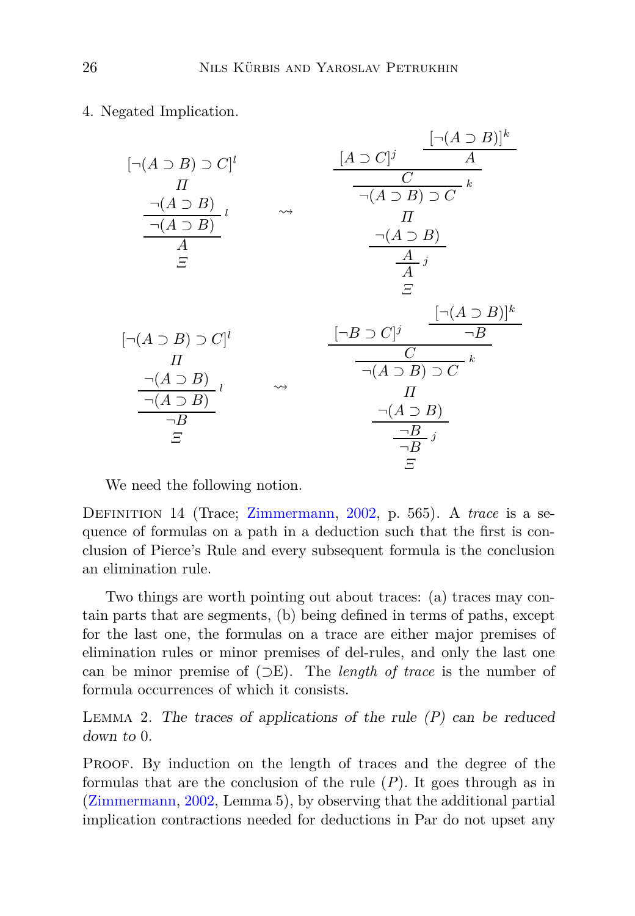4. Negated Implication.

$$
\dfrac{\dfrac{\begin{array}{c}[\neg(A \supset B) \supset C]^l \\ \Pi \\ \neg(A \supset B)\end{array}}{\neg(A \supset B)}\,l}{\begin{array}{c}A \\ \Xi\end{array}}
\quad \rightsquigarrow \quad
\dfrac{\dfrac{\dfrac{\dfrac{[A \supset C]^j \quad \dfrac{[\neg(A \supset B)]^k}{A}}{C}}{\begin{array}{c}\neg(A \supset B) \supset C \\ \Pi \\ \neg(A \supset B)\end{array}}\,k}{A}}{\begin{array}{c}A \\ \Xi\end{array}}\,j
$$

$$
\dfrac{\dfrac{\begin{array}{c}[\neg(A \supset B) \supset C]^l \\ \Pi \\ \neg(A \supset B)\end{array}}{\neg(A \supset B)}\,l}{\begin{array}{c}\neg B \\ \Xi\end{array}}
\quad \rightsquigarrow \quad
\dfrac{\dfrac{\dfrac{\dfrac{[\neg B \supset C]^j \quad \dfrac{[\neg(A \supset B)]^k}{\neg B}}{C}}{\begin{array}{c}\neg(A \supset B) \supset C \\ \Pi \\ \neg(A \supset B)\end{array}}\,k}{\neg B}}{\begin{array}{c}\neg B \\ \Xi\end{array}}\,j
$$

We need the following notion.

Definition 14 (Trace; Zimmermann, 2002, p. 565). A *trace* is a sequence of formulas on a path in a deduction such that the first is conclusion of Pierce's Rule and every subsequent formula is the conclusion an elimination rule.

Two things are worth pointing out about traces: (a) traces may contain parts that are segments, (b) being defined in terms of paths, except for the last one, the formulas on a trace are either major premises of elimination rules or minor premises of del-rules, and only the last one can be minor premise of ($\supset$E). The *length of trace* is the number of formula occurrences of which it consists.

Lemma 2. *The traces of applications of the rule (P) can be reduced down to* 0*.*

Proof. By induction on the length of traces and the degree of the formulas that are the conclusion of the rule ($P$). It goes through as in (Zimmermann, 2002, Lemma 5), by observing that the additional partial implication contractions needed for deductions in Par do not upset any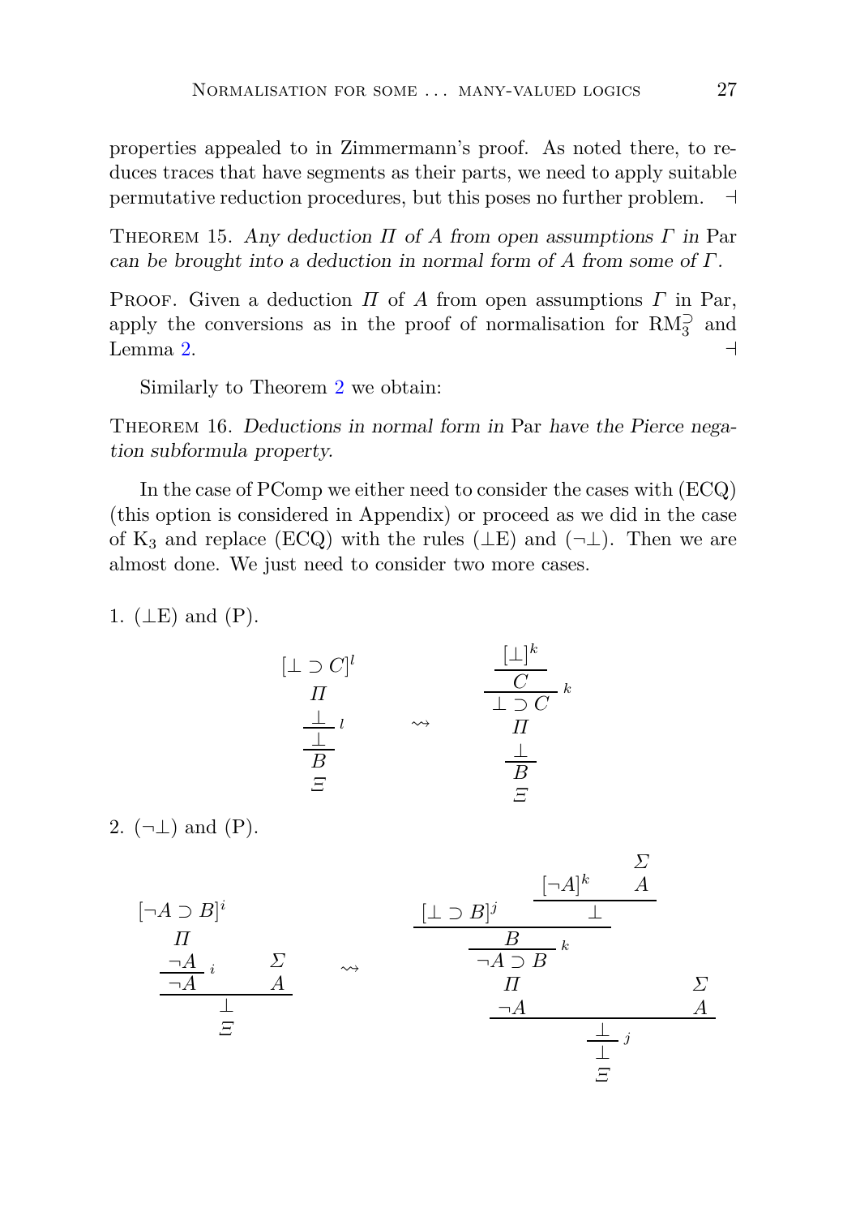properties appealed to in Zimmermann's proof. As noted there, to reduces traces that have segments as their parts, we need to apply suitable permutative reduction procedures, but this poses no further problem. ⊣

THEOREM 15. *Any deduction $\Pi$ of $A$ from open assumptions $\Gamma$ in* Par *can be brought into a deduction in normal form of $A$ from some of $\Gamma$.*

PROOF. Given a deduction $\Pi$ of $A$ from open assumptions $\Gamma$ in Par, apply the conversions as in the proof of normalisation for $\mathrm{RM}_3^{\supset}$ and Lemma 2. ⊣

Similarly to Theorem 2 we obtain:

THEOREM 16. *Deductions in normal form in* Par *have the Pierce negation subformula property.*

In the case of PComp we either need to consider the cases with (ECQ) (this option is considered in Appendix) or proceed as we did in the case of $\mathrm{K}_3$ and replace (ECQ) with the rules (⊥E) and (¬⊥). Then we are almost done. We just need to consider two more cases.

1. (⊥E) and (P).

$$
\dfrac{\dfrac{\begin{matrix}[\bot \supset C]^l \\ \Pi \\ \bot\end{matrix}}{\bot}\,{\scriptstyle l}}{\begin{matrix}B \\ \Xi\end{matrix}}
\quad\rightsquigarrow\quad
\begin{matrix}\dfrac{\dfrac{[\bot]^k}{C}}{\bot \supset C}\,{\scriptstyle k} \\ \Pi \\ \dfrac{\bot}{B} \\ \Xi\end{matrix}
$$

2. (¬⊥) and (P).

$$
\dfrac{\dfrac{\begin{matrix}[\neg A \supset B]^i \\ \Pi \\ \neg A\end{matrix}}{\neg A}\,{\scriptstyle i} \qquad \begin{matrix}\Sigma \\ A\end{matrix}}{\begin{matrix}\bot \\ \Xi\end{matrix}}
\quad\rightsquigarrow\quad
\begin{matrix}\dfrac{\dfrac{\begin{matrix}\dfrac{\dfrac{[\bot \supset B]^j \qquad \dfrac{[\neg A]^k \qquad \begin{matrix}\Sigma \\ A\end{matrix}}{\bot}}{B}}{\neg A \supset B}\,{\scriptstyle k} \\ \Pi \\ \neg A\end{matrix} \qquad \begin{matrix}\Sigma \\ A\end{matrix}}{\bot}}{\bot}\,{\scriptstyle j} \\ \Xi\end{matrix}
$$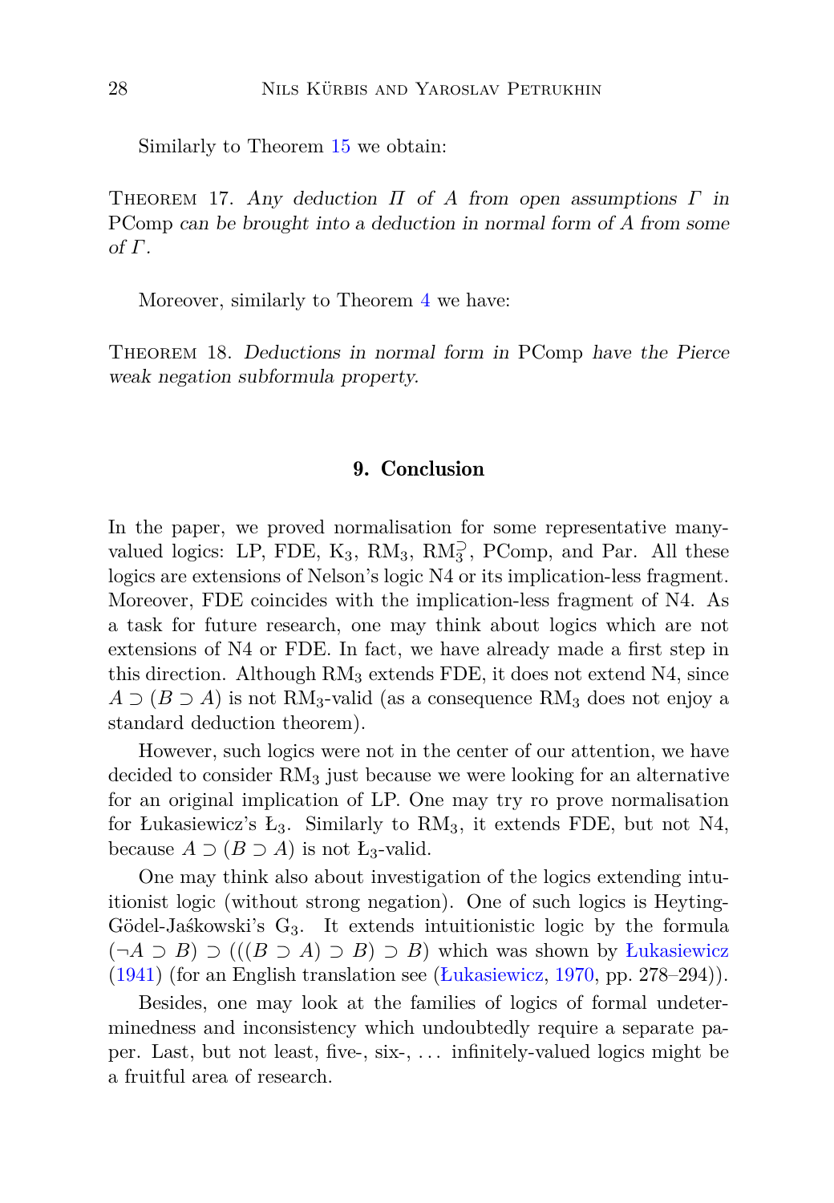Similarly to Theorem 15 we obtain:

Theorem 17. *Any deduction $\Pi$ of $A$ from open assumptions $\Gamma$ in* PComp *can be brought into a deduction in normal form of $A$ from some of $\Gamma$.*

Moreover, similarly to Theorem 4 we have:

Theorem 18. *Deductions in normal form in* PComp *have the Pierce weak negation subformula property.*

## 9. Conclusion

In the paper, we proved normalisation for some representative many-valued logics: LP, FDE, $K_3$, $RM_3$, $RM_3^{\supset}$, PComp, and Par. All these logics are extensions of Nelson's logic N4 or its implication-less fragment. Moreover, FDE coincides with the implication-less fragment of N4. As a task for future research, one may think about logics which are not extensions of N4 or FDE. In fact, we have already made a first step in this direction. Although $RM_3$ extends FDE, it does not extend N4, since $A \supset (B \supset A)$ is not $RM_3$-valid (as a consequence $RM_3$ does not enjoy a standard deduction theorem).

However, such logics were not in the center of our attention, we have decided to consider $RM_3$ just because we were looking for an alternative for an original implication of LP. One may try ro prove normalisation for Łukasiewicz's $Ł_3$. Similarly to $RM_3$, it extends FDE, but not N4, because $A \supset (B \supset A)$ is not $Ł_3$-valid.

One may think also about investigation of the logics extending intuitionist logic (without strong negation). One of such logics is Heyting-Gödel-Jaśkowski's $G_3$. It extends intuitionistic logic by the formula $(\neg A \supset B) \supset (((B \supset A) \supset B) \supset B)$ which was shown by Łukasiewicz (1941) (for an English translation see (Łukasiewicz, 1970, pp. 278–294)).

Besides, one may look at the families of logics of formal undeterminedness and inconsistency which undoubtedly require a separate paper. Last, but not least, five-, six-, … infinitely-valued logics might be a fruitful area of research.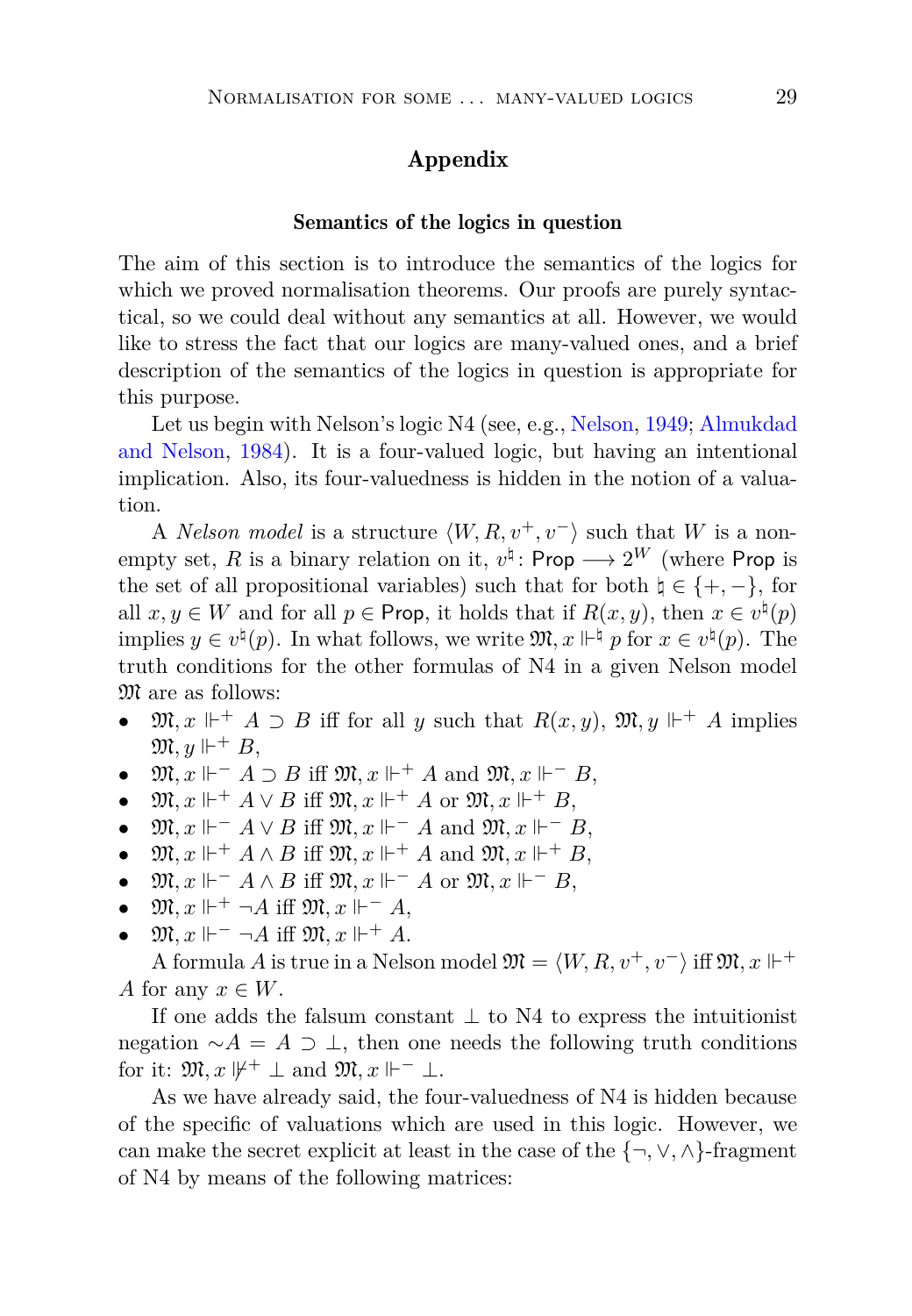## Appendix

### Semantics of the logics in question

The aim of this section is to introduce the semantics of the logics for which we proved normalisation theorems. Our proofs are purely syntactical, so we could deal without any semantics at all. However, we would like to stress the fact that our logics are many-valued ones, and a brief description of the semantics of the logics in question is appropriate for this purpose.

Let us begin with Nelson's logic N4 (see, e.g., Nelson, 1949; Almukdad and Nelson, 1984). It is a four-valued logic, but having an intentional implication. Also, its four-valuedness is hidden in the notion of a valuation.

A *Nelson model* is a structure $\langle W, R, v^+, v^- \rangle$ such that $W$ is a non-empty set, $R$ is a binary relation on it, $v^\natural \colon \mathsf{Prop} \longrightarrow 2^W$ (where $\mathsf{Prop}$ is the set of all propositional variables) such that for both $\natural \in \{+, -\}$, for all $x, y \in W$ and for all $p \in \mathsf{Prop}$, it holds that if $R(x, y)$, then $x \in v^\natural(p)$ implies $y \in v^\natural(p)$. In what follows, we write $\mathfrak{M}, x \Vdash^\natural p$ for $x \in v^\natural(p)$. The truth conditions for the other formulas of N4 in a given Nelson model $\mathfrak{M}$ are as follows:

- $\mathfrak{M}, x \Vdash^+ A \supset B$ iff for all $y$ such that $R(x, y)$, $\mathfrak{M}, y \Vdash^+ A$ implies $\mathfrak{M}, y \Vdash^+ B$,
- $\mathfrak{M}, x \Vdash^- A \supset B$ iff $\mathfrak{M}, x \Vdash^+ A$ and $\mathfrak{M}, x \Vdash^- B$,
- $\mathfrak{M}, x \Vdash^+ A \vee B$ iff $\mathfrak{M}, x \Vdash^+ A$ or $\mathfrak{M}, x \Vdash^+ B$,
- $\mathfrak{M}, x \Vdash^- A \vee B$ iff $\mathfrak{M}, x \Vdash^- A$ and $\mathfrak{M}, x \Vdash^- B$,
- $\mathfrak{M}, x \Vdash^+ A \wedge B$ iff $\mathfrak{M}, x \Vdash^+ A$ and $\mathfrak{M}, x \Vdash^+ B$,
- $\mathfrak{M}, x \Vdash^- A \wedge B$ iff $\mathfrak{M}, x \Vdash^- A$ or $\mathfrak{M}, x \Vdash^- B$,
- $\mathfrak{M}, x \Vdash^+ \neg A$ iff $\mathfrak{M}, x \Vdash^- A$,
- $\mathfrak{M}, x \Vdash^- \neg A$ iff $\mathfrak{M}, x \Vdash^+ A$.

A formula $A$ is true in a Nelson model $\mathfrak{M} = \langle W, R, v^+, v^- \rangle$ iff $\mathfrak{M}, x \Vdash^+ A$ for any $x \in W$.

If one adds the falsum constant $\bot$ to N4 to express the intuitionist negation $\sim A = A \supset \bot$, then one needs the following truth conditions for it: $\mathfrak{M}, x \nVdash^+ \bot$ and $\mathfrak{M}, x \Vdash^- \bot$.

As we have already said, the four-valuedness of N4 is hidden because of the specific of valuations which are used in this logic. However, we can make the secret explicit at least in the case of the $\{\neg, \vee, \wedge\}$-fragment of N4 by means of the following matrices: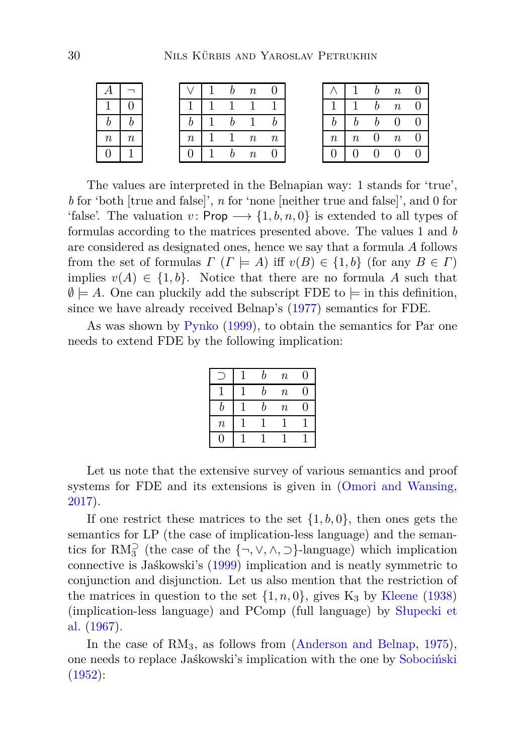| $A$ | $\neg$ |
|---|---|
| 1 | 0 |
| $b$ | $b$ |
| $n$ | $n$ |
| 0 | 1 |

| $\vee$ | 1 | $b$ | $n$ | 0 |
|---|---|---|---|---|
| 1 | 1 | 1 | 1 | 1 |
| $b$ | 1 | $b$ | 1 | $b$ |
| $n$ | 1 | 1 | $n$ | $n$ |
| 0 | 1 | $b$ | $n$ | 0 |

| $\wedge$ | 1 | $b$ | $n$ | 0 |
|---|---|---|---|---|
| 1 | 1 | $b$ | $n$ | 0 |
| $b$ | $b$ | $b$ | 0 | 0 |
| $n$ | $n$ | 0 | $n$ | 0 |
| 0 | 0 | 0 | 0 | 0 |

The values are interpreted in the Belnapian way: 1 stands for 'true', $b$ for 'both [true and false]', $n$ for 'none [neither true and false]', and 0 for 'false'. The valuation $v\colon \mathsf{Prop} \longrightarrow \{1, b, n, 0\}$ is extended to all types of formulas according to the matrices presented above. The values 1 and $b$ are considered as designated ones, hence we say that a formula $A$ follows from the set of formulas $\Gamma$ ($\Gamma \models A$) iff $v(B) \in \{1, b\}$ (for any $B \in \Gamma$) implies $v(A) \in \{1, b\}$. Notice that there are no formula $A$ such that $\emptyset \models A$. One can pluckily add the subscript FDE to $\models$ in this definition, since we have already received Belnap's (1977) semantics for FDE.

As was shown by Pynko (1999), to obtain the semantics for Par one needs to extend FDE by the following implication:

| $\supset$ | 1 | $b$ | $n$ | 0 |
|---|---|---|---|---|
| 1 | 1 | $b$ | $n$ | 0 |
| $b$ | 1 | $b$ | $n$ | 0 |
| $n$ | 1 | 1 | 1 | 1 |
| 0 | 1 | 1 | 1 | 1 |

Let us note that the extensive survey of various semantics and proof systems for FDE and its extensions is given in (Omori and Wansing, 2017).

If one restrict these matrices to the set $\{1, b, 0\}$, then ones gets the semantics for LP (the case of implication-less language) and the semantics for $\mathrm{RM}_3^{\supset}$ (the case of the $\{\neg, \vee, \wedge, \supset\}$-language) which implication connective is Jaśkowski's (1999) implication and is neatly symmetric to conjunction and disjunction. Let us also mention that the restriction of the matrices in question to the set $\{1, n, 0\}$, gives $\mathrm{K}_3$ by Kleene (1938) (implication-less language) and PComp (full language) by Słupecki et al. (1967).

In the case of $\mathrm{RM}_3$, as follows from (Anderson and Belnap, 1975), one needs to replace Jaśkowski's implication with the one by Sobociński (1952):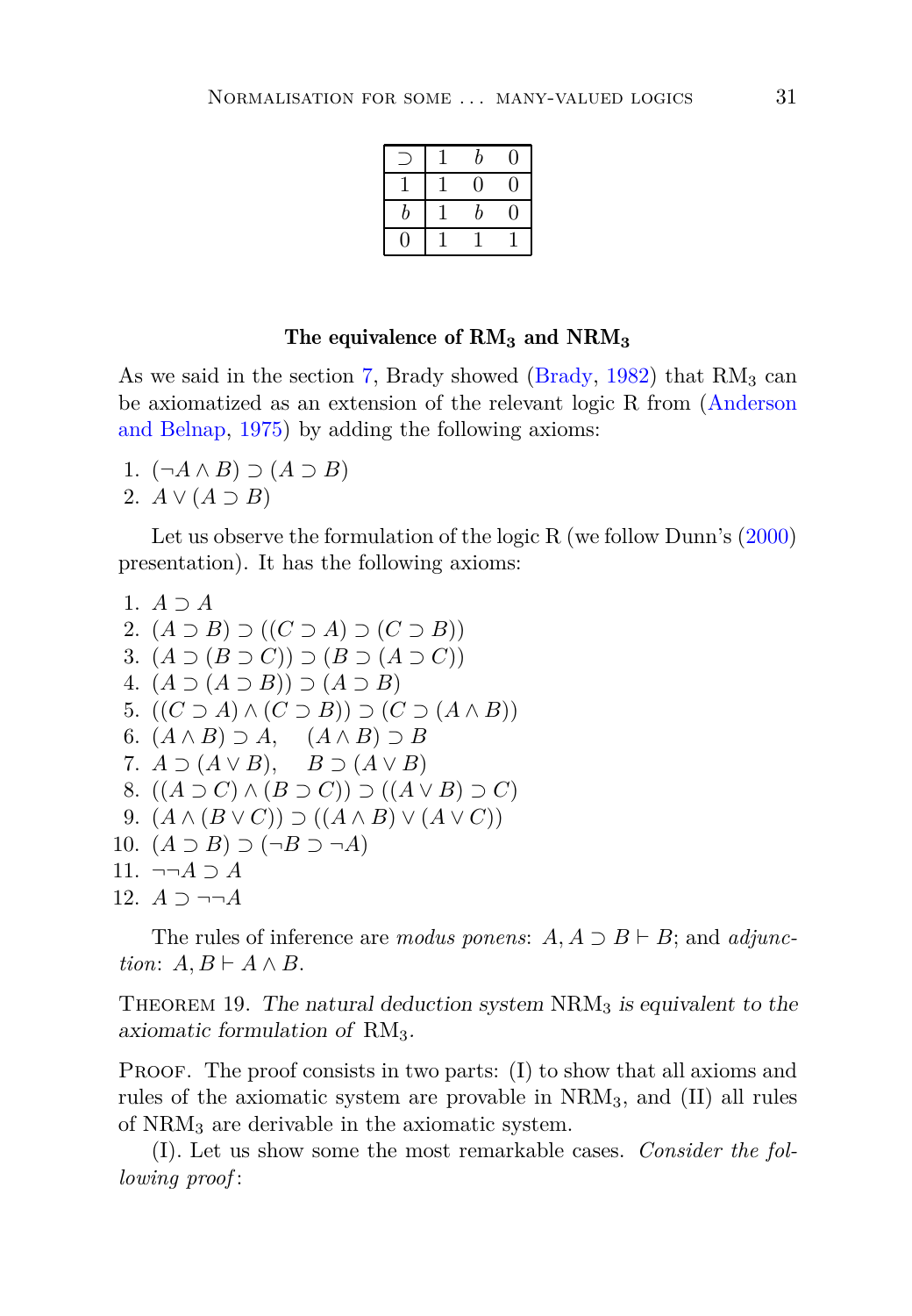| $\supset$ | 1 | $b$ | 0 |
|---|---|---|---|
| 1 | 1 | 0 | 0 |
| $b$ | 1 | $b$ | 0 |
| 0 | 1 | 1 | 1 |

**The equivalence of $\mathbf{RM_3}$ and $\mathbf{NRM_3}$**

As we said in the section 7, Brady showed (Brady, 1982) that $\mathrm{RM}_3$ can be axiomatized as an extension of the relevant logic R from (Anderson and Belnap, 1975) by adding the following axioms:

1. $(\neg A \wedge B) \supset (A \supset B)$
2. $A \vee (A \supset B)$

Let us observe the formulation of the logic R (we follow Dunn's (2000) presentation). It has the following axioms:

1. $A \supset A$
2. $(A \supset B) \supset ((C \supset A) \supset (C \supset B))$
3. $(A \supset (B \supset C)) \supset (B \supset (A \supset C))$
4. $(A \supset (A \supset B)) \supset (A \supset B)$
5. $((C \supset A) \wedge (C \supset B)) \supset (C \supset (A \wedge B))$
6. $(A \wedge B) \supset A, \quad (A \wedge B) \supset B$
7. $A \supset (A \vee B), \quad B \supset (A \vee B)$
8. $((A \supset C) \wedge (B \supset C)) \supset ((A \vee B) \supset C)$
9. $(A \wedge (B \vee C)) \supset ((A \wedge B) \vee (A \vee C))$
10. $(A \supset B) \supset (\neg B \supset \neg A)$
11. $\neg\neg A \supset A$
12. $A \supset \neg\neg A$

The rules of inference are *modus ponens*: $A, A \supset B \vdash B$; and *adjunction*: $A, B \vdash A \wedge B$.

Theorem 19. *The natural deduction system* $\mathrm{NRM}_3$ *is equivalent to the axiomatic formulation of* $\mathrm{RM}_3$*.*

Proof. The proof consists in two parts: (I) to show that all axioms and rules of the axiomatic system are provable in $\mathrm{NRM}_3$, and (II) all rules of $\mathrm{NRM}_3$ are derivable in the axiomatic system.

(I). Let us show some the most remarkable cases. *Consider the following proof*: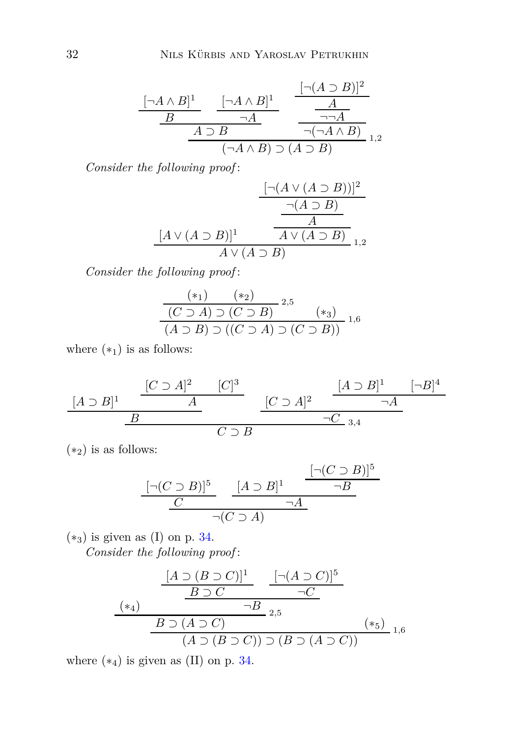$$\dfrac{\dfrac{\dfrac{[\neg A\wedge B]^1}{B}\qquad\dfrac{[\neg A\wedge B]^1}{\neg A}}{A\supset B}\qquad \dfrac{\dfrac{\dfrac{[\neg(A\supset B)]^2}{A}}{\neg\neg A}}{\neg(\neg A\wedge B)}}{(\neg A\wedge B)\supset(A\supset B)}\,{\scriptstyle 1,2}$$

*Consider the following proof*:

$$\dfrac{[A\vee(A\supset B)]^1\qquad \dfrac{\dfrac{\dfrac{[\neg(A\vee(A\supset B))]^2}{\neg(A\supset B)}}{A}}{A\vee(A\supset B)}}{A\vee(A\supset B)}\,{\scriptstyle 1,2}$$

*Consider the following proof*:

$$\dfrac{\dfrac{(*_1)\qquad(*_2)}{(C\supset A)\supset(C\supset B)}\,{\scriptstyle 2,5}\qquad (*_3)}{(A\supset B)\supset((C\supset A)\supset(C\supset B))}\,{\scriptstyle 1,6}$$

where $(*_1)$ is as follows:

$$\dfrac{\dfrac{[A\supset B]^1\qquad \dfrac{[C\supset A]^2\qquad [C]^3}{A}}{B}\qquad \dfrac{[C\supset A]^2\qquad \dfrac{[A\supset B]^1\qquad [\neg B]^4}{\neg A}}{\neg C}\,{\scriptstyle 3,4}}{C\supset B}$$

$(*_2)$ is as follows:

$$\dfrac{\dfrac{[\neg(C\supset B)]^5}{C}\qquad \dfrac{[A\supset B]^1\qquad \dfrac{[\neg(C\supset B)]^5}{\neg B}}{\neg A}}{\neg(C\supset A)}$$

$(*_3)$ is given as (I) on p. 34.

*Consider the following proof*:

$$\dfrac{\dfrac{(*_4)\qquad \dfrac{\dfrac{[A\supset(B\supset C)]^1}{B\supset C}\qquad \dfrac{[\neg(A\supset C)]^5}{\neg C}}{\neg B}}{B\supset(A\supset C)}\,{\scriptstyle 2,5}\qquad (*_5)}{(A\supset(B\supset C))\supset(B\supset(A\supset C))}\,{\scriptstyle 1,6}$$

where $(*_4)$ is given as (II) on p. 34.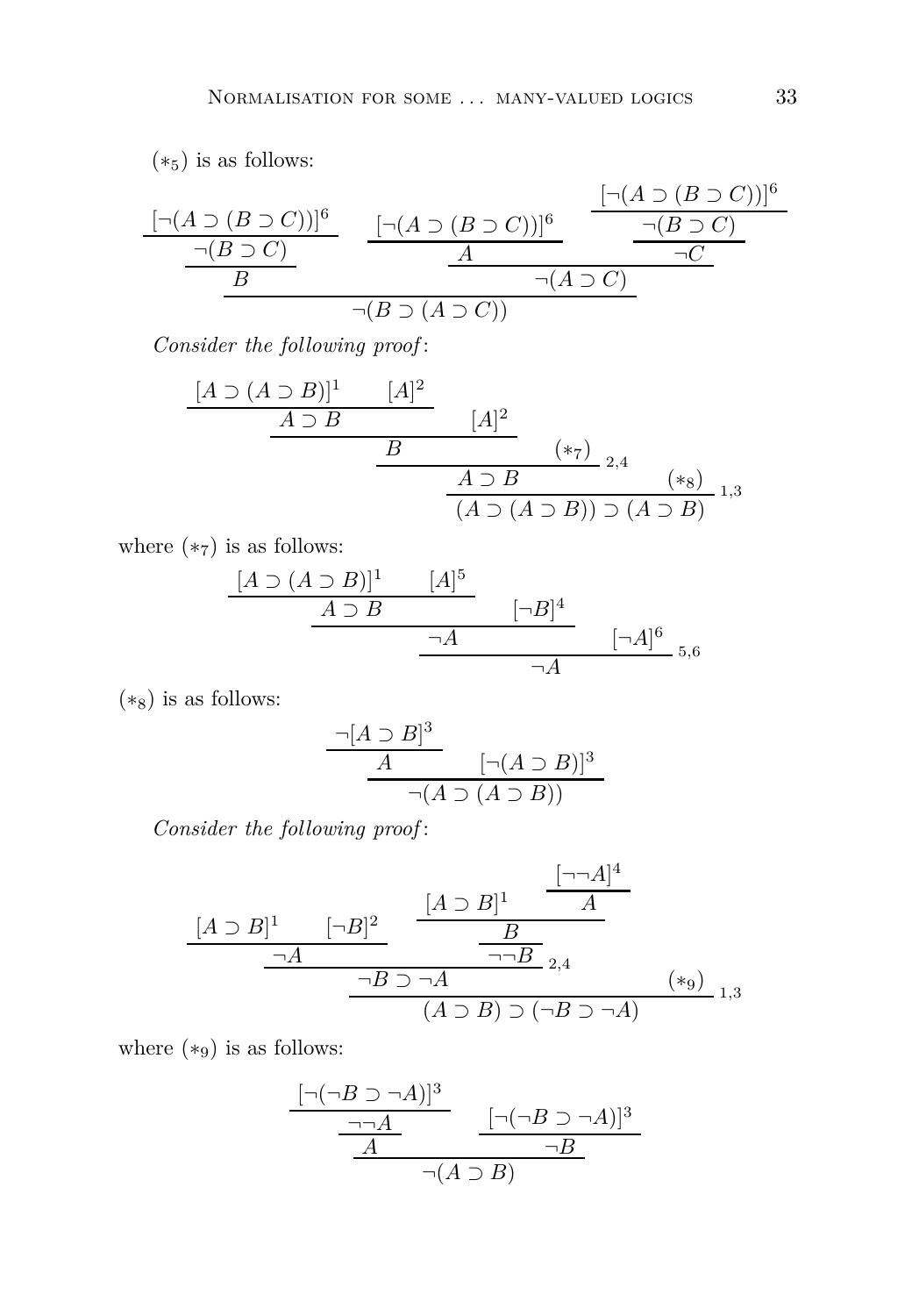$(*_5)$ is as follows:

$$\dfrac{\dfrac{\dfrac{[\neg(A \supset (B \supset C))]^6}{\neg(B \supset C)}}{B} \qquad \dfrac{\dfrac{[\neg(A \supset (B \supset C))]^6}{A} \qquad \dfrac{\dfrac{[\neg(A \supset (B \supset C))]^6}{\neg(B \supset C)}}{\neg C}}{\neg(A \supset C)}}{\neg(B \supset (A \supset C))}$$

*Consider the following proof*:

$$\dfrac{\dfrac{\dfrac{\dfrac{[A \supset (A \supset B)]^1 \qquad [A]^2}{A \supset B} \qquad [A]^2}{B} \qquad (*_7)}{A \supset B}{\scriptstyle 2,4} \qquad (*_8)}{(A \supset (A \supset B)) \supset (A \supset B)}{\scriptstyle 1,3}$$

where $(*_7)$ is as follows:

$$\dfrac{\dfrac{\dfrac{[A \supset (A \supset B)]^1 \qquad [A]^5}{A \supset B} \qquad [\neg B]^4}{\neg A} \qquad [\neg A]^6}{\neg A}{\scriptstyle 5,6}$$

$(*_8)$ is as follows:

$$\dfrac{\dfrac{\neg[A \supset B]^3}{A} \qquad [\neg(A \supset B)]^3}{\neg(A \supset (A \supset B))}$$

*Consider the following proof*:

$$\dfrac{\dfrac{\dfrac{[A \supset B]^1 \qquad [\neg B]^2}{\neg A} \qquad \dfrac{\dfrac{[A \supset B]^1 \qquad \dfrac{[\neg\neg A]^4}{A}}{B}}{\neg\neg B}}{\neg B \supset \neg A}{\scriptstyle 2,4} \qquad (*_9)}{(A \supset B) \supset (\neg B \supset \neg A)}{\scriptstyle 1,3}$$

where $(*_9)$ is as follows:

$$\dfrac{\dfrac{\dfrac{[\neg(\neg B \supset \neg A)]^3}{\neg\neg A}}{A} \qquad \dfrac{[\neg(\neg B \supset \neg A)]^3}{\neg B}}{\neg(A \supset B)}$$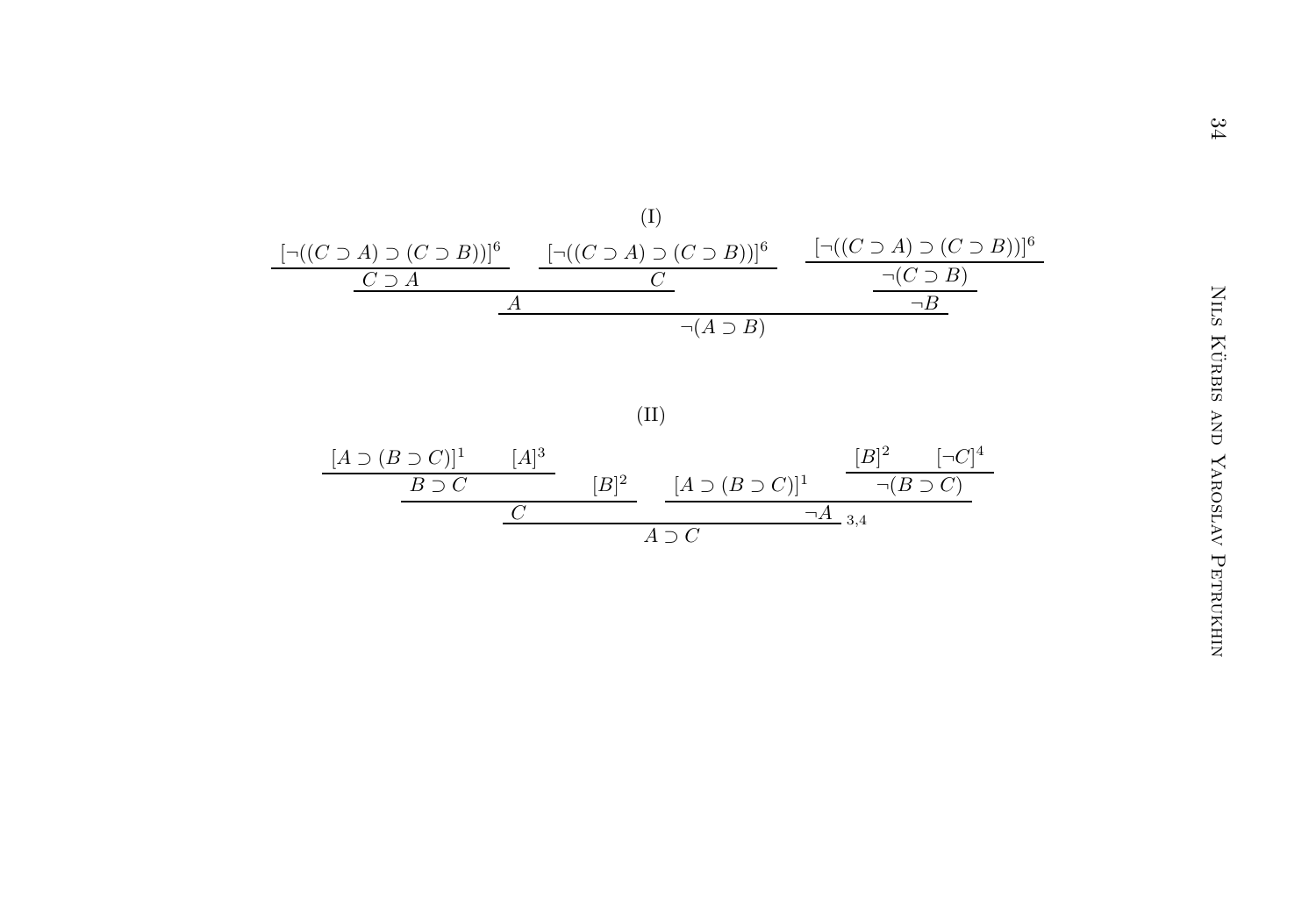(I)

$$
\dfrac{\dfrac{\dfrac{[\neg((C \supset A) \supset (C \supset B))]^6}{C \supset A} \qquad \dfrac{[\neg((C \supset A) \supset (C \supset B))]^6}{C}}{A} \qquad \dfrac{\dfrac{[\neg((C \supset A) \supset (C \supset B))]^6}{\neg(C \supset B)}}{\neg B}}{\neg(A \supset B)}
$$

(II)

$$
\dfrac{\dfrac{\dfrac{[A \supset (B \supset C)]^1 \qquad [A]^3}{B \supset C} \qquad [B]^2}{C} \qquad \dfrac{[A \supset (B \supset C)]^1 \qquad \dfrac{[B]^2 \qquad [\neg C]^4}{\neg(B \supset C)}}{\neg A}}{A \supset C}\ {}_{3,4}
$$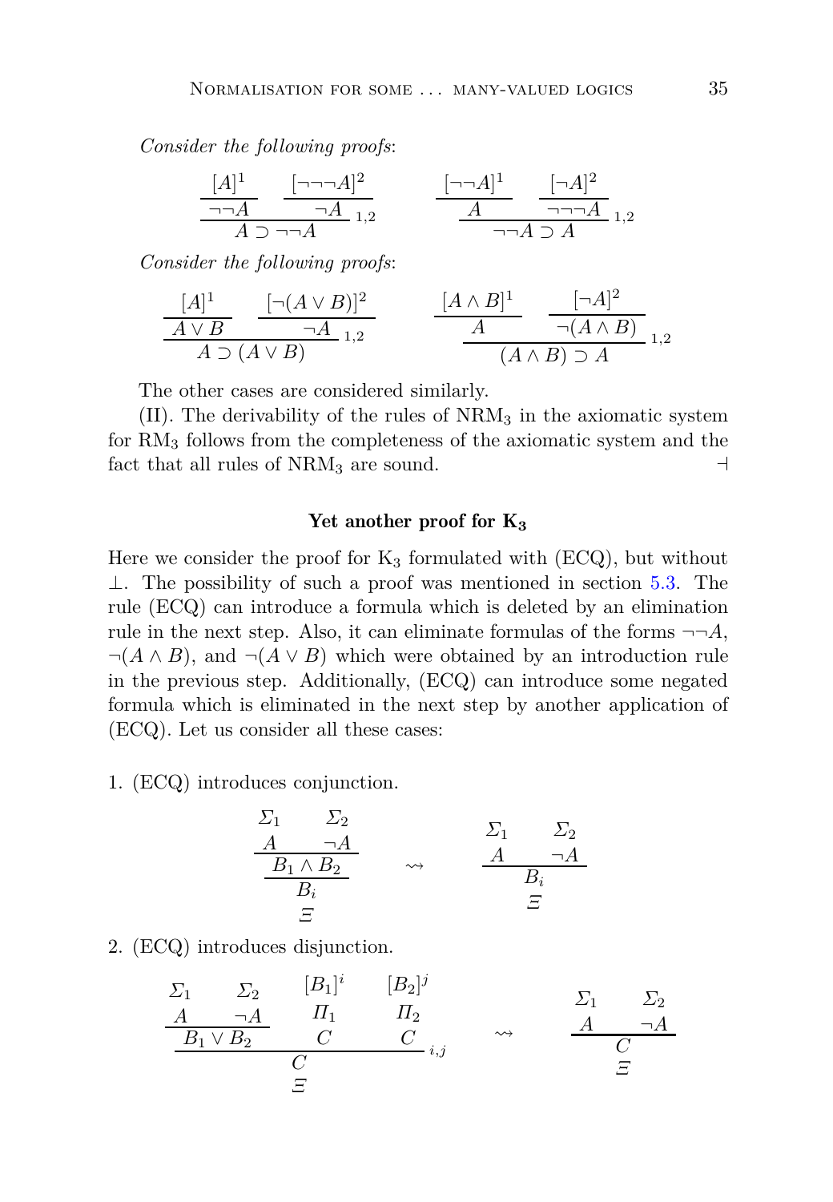*Consider the following proofs*:

$$\dfrac{\dfrac{[A]^1}{\neg\neg A} \qquad \dfrac{[\neg\neg\neg A]^2}{\neg A}}{A \supset \neg\neg A}\,{}_{1,2} \qquad\qquad \dfrac{\dfrac{[\neg\neg A]^1}{A} \qquad \dfrac{[\neg A]^2}{\neg\neg\neg A}}{\neg\neg A \supset A}\,{}_{1,2}$$

*Consider the following proofs*:

$$\dfrac{\dfrac{[A]^1}{A \vee B} \qquad \dfrac{[\neg(A \vee B)]^2}{\neg A}}{A \supset (A \vee B)}\,{}_{1,2} \qquad\qquad \dfrac{\dfrac{[A \wedge B]^1}{A} \qquad \dfrac{[\neg A]^2}{\neg(A \wedge B)}}{(A \wedge B) \supset A}\,{}_{1,2}$$

The other cases are considered similarly.

(II). The derivability of the rules of $\mathrm{NRM}_3$ in the axiomatic system for $\mathrm{RM}_3$ follows from the completeness of the axiomatic system and the fact that all rules of $\mathrm{NRM}_3$ are sound. ⊣

### Yet another proof for $\mathbf{K_3}$

Here we consider the proof for $\mathrm{K}_3$ formulated with (ECQ), but without $\bot$. The possibility of such a proof was mentioned in section 5.3. The rule (ECQ) can introduce a formula which is deleted by an elimination rule in the next step. Also, it can eliminate formulas of the forms $\neg\neg A$, $\neg(A \wedge B)$, and $\neg(A \vee B)$ which were obtained by an introduction rule in the previous step. Additionally, (ECQ) can introduce some negated formula which is eliminated in the next step by another application of (ECQ). Let us consider all these cases:

1. (ECQ) introduces conjunction.

$$\dfrac{\dfrac{\begin{matrix}\Sigma_1 \\ A\end{matrix} \qquad \begin{matrix}\Sigma_2 \\ \neg A\end{matrix}}{B_1 \wedge B_2}}{\begin{matrix}B_i \\ \Xi\end{matrix}} \quad \rightsquigarrow \quad \dfrac{\begin{matrix}\Sigma_1 \\ A\end{matrix} \qquad \begin{matrix}\Sigma_2 \\ \neg A\end{matrix}}{\begin{matrix}B_i \\ \Xi\end{matrix}}$$

2. (ECQ) introduces disjunction.

$$\dfrac{\dfrac{\begin{matrix}\Sigma_1 \\ A\end{matrix} \qquad \begin{matrix}\Sigma_2 \\ \neg A\end{matrix}}{B_1 \vee B_2} \qquad \begin{matrix}[B_1]^i \\ \Pi_1 \\ C\end{matrix} \qquad \begin{matrix}[B_2]^j \\ \Pi_2 \\ C\end{matrix}}{\begin{matrix}C \\ \Xi\end{matrix}}\,{}_{i,j} \quad \rightsquigarrow \quad \dfrac{\begin{matrix}\Sigma_1 \\ A\end{matrix} \qquad \begin{matrix}\Sigma_2 \\ \neg A\end{matrix}}{\begin{matrix}C \\ \Xi\end{matrix}}$$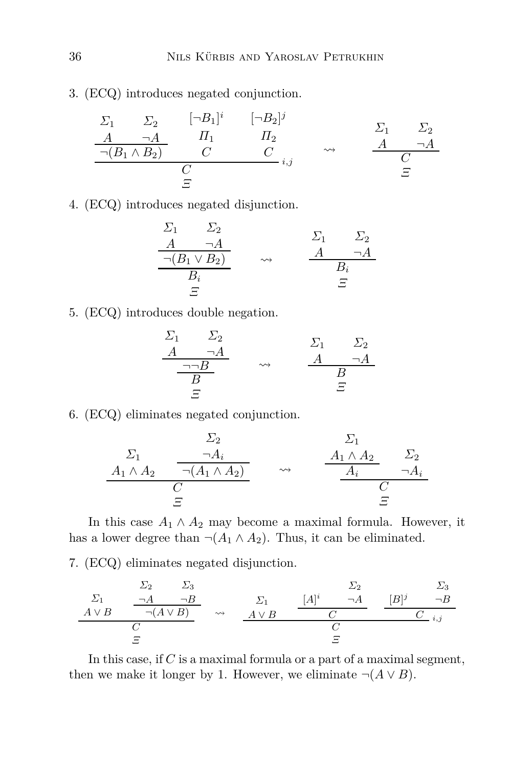3. (ECQ) introduces negated conjunction.

$$
\dfrac{\dfrac{\begin{matrix}\mathit{\Sigma}_1 \\ A\end{matrix} \quad \begin{matrix}\mathit{\Sigma}_2 \\ \neg A\end{matrix}}{\neg(B_1 \wedge B_2)} \quad \begin{matrix}[\neg B_1]^i \\ \mathit{\Pi}_1 \\ C\end{matrix} \quad \begin{matrix}[\neg B_2]^j \\ \mathit{\Pi}_2 \\ C\end{matrix}}{\begin{matrix}C \\ \mathit{\Xi}\end{matrix}}\, {}_{i,j}
\quad \rightsquigarrow \quad
\dfrac{\begin{matrix}\mathit{\Sigma}_1 \\ A\end{matrix} \quad \begin{matrix}\mathit{\Sigma}_2 \\ \neg A\end{matrix}}{\begin{matrix}C \\ \mathit{\Xi}\end{matrix}}
$$

4. (ECQ) introduces negated disjunction.

$$
\dfrac{\dfrac{\begin{matrix}\mathit{\Sigma}_1 \\ A\end{matrix} \quad \begin{matrix}\mathit{\Sigma}_2 \\ \neg A\end{matrix}}{\neg(B_1 \vee B_2)}}{\begin{matrix}B_i \\ \mathit{\Xi}\end{matrix}}
\quad \rightsquigarrow \quad
\dfrac{\begin{matrix}\mathit{\Sigma}_1 \\ A\end{matrix} \quad \begin{matrix}\mathit{\Sigma}_2 \\ \neg A\end{matrix}}{\begin{matrix}B_i \\ \mathit{\Xi}\end{matrix}}
$$

5. (ECQ) introduces double negation.

$$
\dfrac{\dfrac{\begin{matrix}\mathit{\Sigma}_1 \\ A\end{matrix} \quad \begin{matrix}\mathit{\Sigma}_2 \\ \neg A\end{matrix}}{\neg\neg B}}{\begin{matrix}B \\ \mathit{\Xi}\end{matrix}}
\quad \rightsquigarrow \quad
\dfrac{\begin{matrix}\mathit{\Sigma}_1 \\ A\end{matrix} \quad \begin{matrix}\mathit{\Sigma}_2 \\ \neg A\end{matrix}}{\begin{matrix}B \\ \mathit{\Xi}\end{matrix}}
$$

6. (ECQ) eliminates negated conjunction.

$$
\dfrac{\begin{matrix}\mathit{\Sigma}_1 \\ A_1 \wedge A_2\end{matrix} \quad \dfrac{\begin{matrix}\mathit{\Sigma}_2 \\ \neg A_i\end{matrix}}{\neg(A_1 \wedge A_2)}}{\begin{matrix}C \\ \mathit{\Xi}\end{matrix}}
\quad \rightsquigarrow \quad
\dfrac{\dfrac{\begin{matrix}\mathit{\Sigma}_1 \\ A_1 \wedge A_2\end{matrix}}{A_i} \quad \begin{matrix}\mathit{\Sigma}_2 \\ \neg A_i\end{matrix}}{\begin{matrix}C \\ \mathit{\Xi}\end{matrix}}
$$

In this case $A_1 \wedge A_2$ may become a maximal formula. However, it has a lower degree than $\neg(A_1 \wedge A_2)$. Thus, it can be eliminated.

7. (ECQ) eliminates negated disjunction.

$$
\dfrac{\begin{matrix}\mathit{\Sigma}_1 \\ A \vee B\end{matrix} \quad \dfrac{\begin{matrix}\mathit{\Sigma}_2 \\ \neg A\end{matrix} \quad \begin{matrix}\mathit{\Sigma}_3 \\ \neg B\end{matrix}}{\neg(A \vee B)}}{\begin{matrix}C \\ \mathit{\Xi}\end{matrix}}
\quad \rightsquigarrow \quad
\dfrac{\begin{matrix}\mathit{\Sigma}_1 \\ A \vee B\end{matrix} \quad \dfrac{[A]^i \quad \begin{matrix}\mathit{\Sigma}_2 \\ \neg A\end{matrix}}{C} \quad \dfrac{[B]^j \quad \begin{matrix}\mathit{\Sigma}_3 \\ \neg B\end{matrix}}{C}}{\begin{matrix}C \\ \mathit{\Xi}\end{matrix}}\, {}_{i,j}
$$

In this case, if $C$ is a maximal formula or a part of a maximal segment, then we make it longer by 1. However, we eliminate $\neg(A \vee B)$.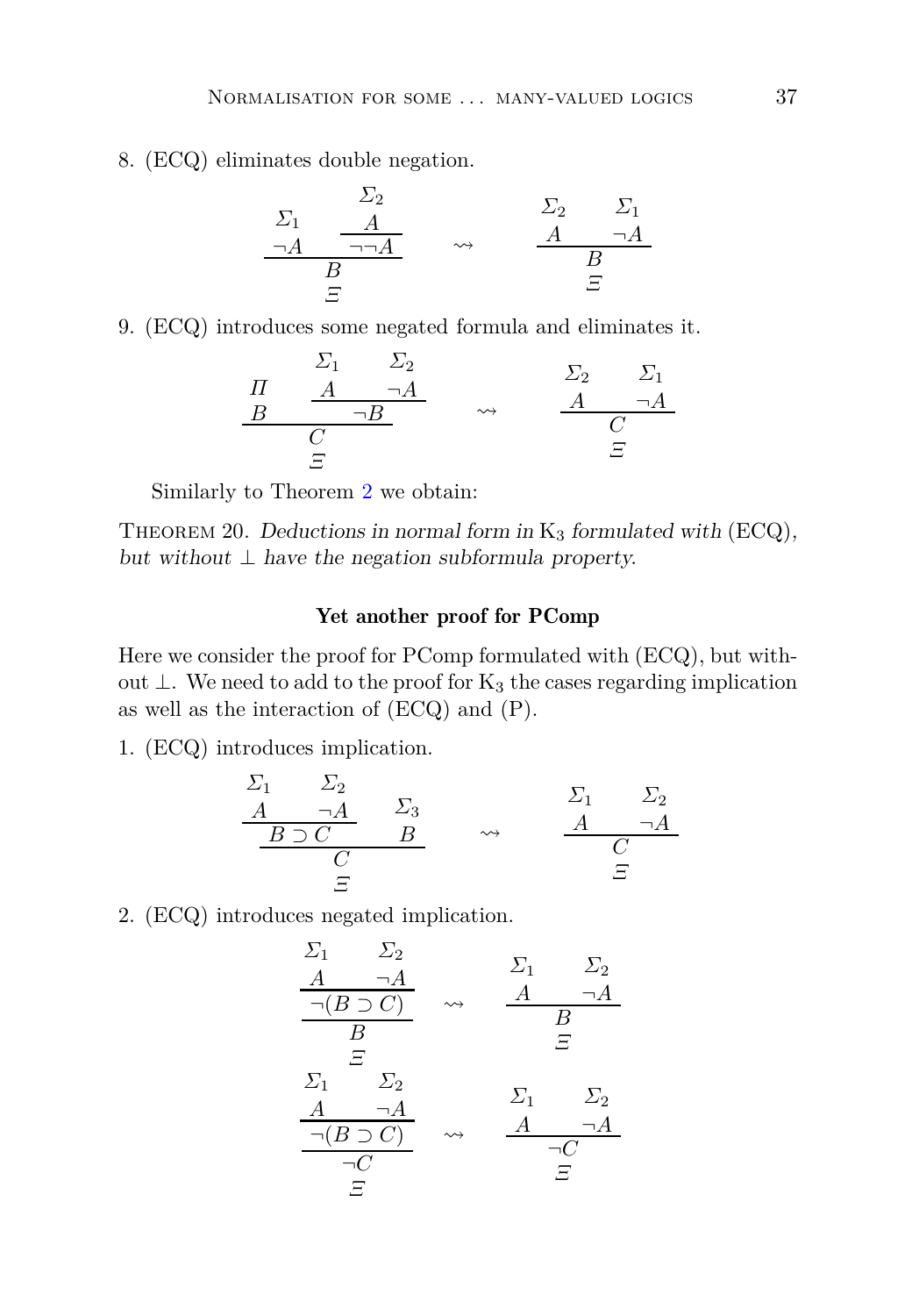8. (ECQ) eliminates double negation.

$$\dfrac{\begin{array}{c}\Sigma_1\\ \neg A\end{array} \quad \dfrac{\begin{array}{c}\Sigma_2\\ A\end{array}}{\neg\neg A}}{\begin{array}{c}B\\ \Xi\end{array}} \quad \rightsquigarrow \quad \dfrac{\begin{array}{c}\Sigma_2\\ A\end{array} \quad \begin{array}{c}\Sigma_1\\ \neg A\end{array}}{\begin{array}{c}B\\ \Xi\end{array}}$$

9. (ECQ) introduces some negated formula and eliminates it.

$$\dfrac{\begin{array}{c}\Pi\\ B\end{array} \quad \dfrac{\begin{array}{c}\Sigma_1\\ A\end{array} \quad \begin{array}{c}\Sigma_2\\ \neg A\end{array}}{\neg B}}{\begin{array}{c}C\\ \Xi\end{array}} \quad \rightsquigarrow \quad \dfrac{\begin{array}{c}\Sigma_2\\ A\end{array} \quad \begin{array}{c}\Sigma_1\\ \neg A\end{array}}{\begin{array}{c}C\\ \Xi\end{array}}$$

Similarly to Theorem 2 we obtain:

THEOREM 20. *Deductions in normal form in* $K_3$ *formulated with* (ECQ), *but without* $\bot$ *have the negation subformula property.*

**Yet another proof for PComp**

Here we consider the proof for PComp formulated with (ECQ), but without $\bot$. We need to add to the proof for $K_3$ the cases regarding implication as well as the interaction of (ECQ) and (P).

1. (ECQ) introduces implication.

$$\dfrac{\dfrac{\begin{array}{c}\Sigma_1\\ A\end{array} \quad \begin{array}{c}\Sigma_2\\ \neg A\end{array}}{B \supset C} \quad \begin{array}{c}\Sigma_3\\ B\end{array}}{\begin{array}{c}C\\ \Xi\end{array}} \quad \rightsquigarrow \quad \dfrac{\begin{array}{c}\Sigma_1\\ A\end{array} \quad \begin{array}{c}\Sigma_2\\ \neg A\end{array}}{\begin{array}{c}C\\ \Xi\end{array}}$$

2. (ECQ) introduces negated implication.

$$\dfrac{\dfrac{\begin{array}{c}\Sigma_1\\ A\end{array} \quad \begin{array}{c}\Sigma_2\\ \neg A\end{array}}{\neg(B \supset C)}}{\begin{array}{c}B\\ \Xi\end{array}} \quad \rightsquigarrow \quad \dfrac{\begin{array}{c}\Sigma_1\\ A\end{array} \quad \begin{array}{c}\Sigma_2\\ \neg A\end{array}}{\begin{array}{c}B\\ \Xi\end{array}}$$

$$\dfrac{\dfrac{\begin{array}{c}\Sigma_1\\ A\end{array} \quad \begin{array}{c}\Sigma_2\\ \neg A\end{array}}{\neg(B \supset C)}}{\begin{array}{c}\neg C\\ \Xi\end{array}} \quad \rightsquigarrow \quad \dfrac{\begin{array}{c}\Sigma_1\\ A\end{array} \quad \begin{array}{c}\Sigma_2\\ \neg A\end{array}}{\begin{array}{c}\neg C\\ \Xi\end{array}}$$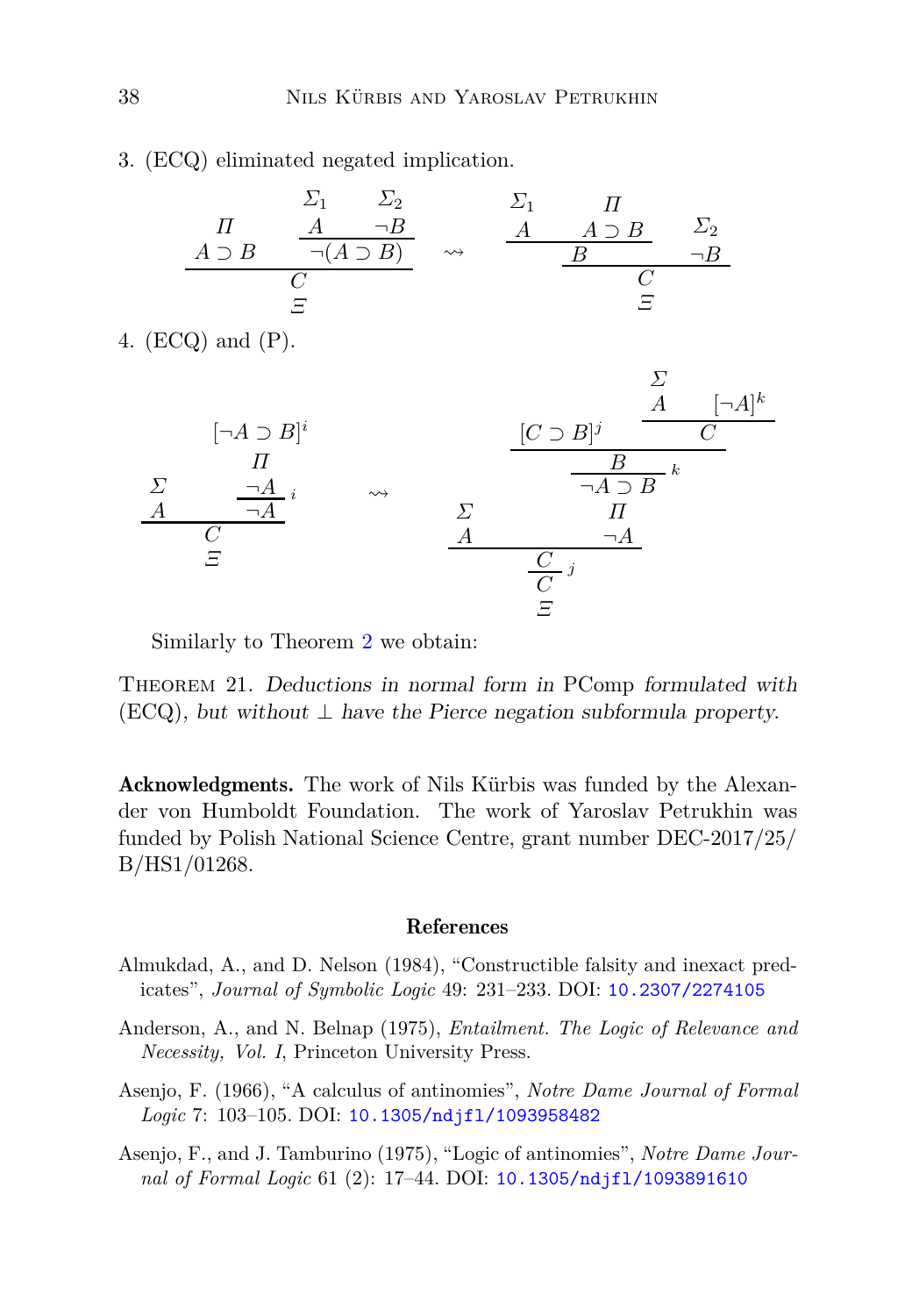3. (ECQ) eliminated negated implication.

$$
\dfrac{\begin{array}{c}\Pi \\ A \supset B\end{array} \qquad \dfrac{\begin{array}{c}\Sigma_1 \\ A\end{array} \quad \begin{array}{c}\Sigma_2 \\ \neg B\end{array}}{\neg(A \supset B)}}{\begin{array}{c}C \\ \Xi\end{array}}
\quad \rightsquigarrow \quad
\dfrac{\dfrac{\begin{array}{c}\Sigma_1 \\ A\end{array} \quad \begin{array}{c}\Pi \\ A \supset B\end{array}}{B} \qquad \begin{array}{c}\Sigma_2 \\ \neg B\end{array}}{\begin{array}{c}C \\ \Xi\end{array}}
$$

4. (ECQ) and (P).

$$
\dfrac{\begin{array}{c}\Sigma \\ A\end{array} \qquad \dfrac{\begin{array}{c}[\neg A \supset B]^i \\ \Pi \\ \neg A\end{array}}{\neg A}\,i}{\begin{array}{c}C \\ \Xi\end{array}}
\quad \rightsquigarrow \quad
\dfrac{\dfrac{\begin{array}{c}\Sigma \\ A\end{array} \qquad \begin{array}{c}\dfrac{\dfrac{[C \supset B]^j \qquad \dfrac{\begin{array}{c}\Sigma \\ A\end{array} \quad [\neg A]^k}{C}}{B}}{\neg A \supset B}\,k \\ \Pi \\ \neg A\end{array}}{C}}{\begin{array}{c}C \\ \Xi\end{array}}\,j
$$

Similarly to Theorem 2 we obtain:

Theorem 21. *Deductions in normal form in* PComp *formulated with* (ECQ)*, but without* $\bot$ *have the Pierce negation subformula property.*

**Acknowledgments.** The work of Nils Kürbis was funded by the Alexander von Humboldt Foundation. The work of Yaroslav Petrukhin was funded by Polish National Science Centre, grant number DEC-2017/25/B/HS1/01268.

## References

Almukdad, A., and D. Nelson (1984), "Constructible falsity and inexact predicates", *Journal of Symbolic Logic* 49: 231–233. DOI: 10.2307/2274105

Anderson, A., and N. Belnap (1975), *Entailment. The Logic of Relevance and Necessity, Vol. I*, Princeton University Press.

Asenjo, F. (1966), "A calculus of antinomies", *Notre Dame Journal of Formal Logic* 7: 103–105. DOI: 10.1305/ndjfl/1093958482

Asenjo, F., and J. Tamburino (1975), "Logic of antinomies", *Notre Dame Journal of Formal Logic* 61 (2): 17–44. DOI: 10.1305/ndjfl/1093891610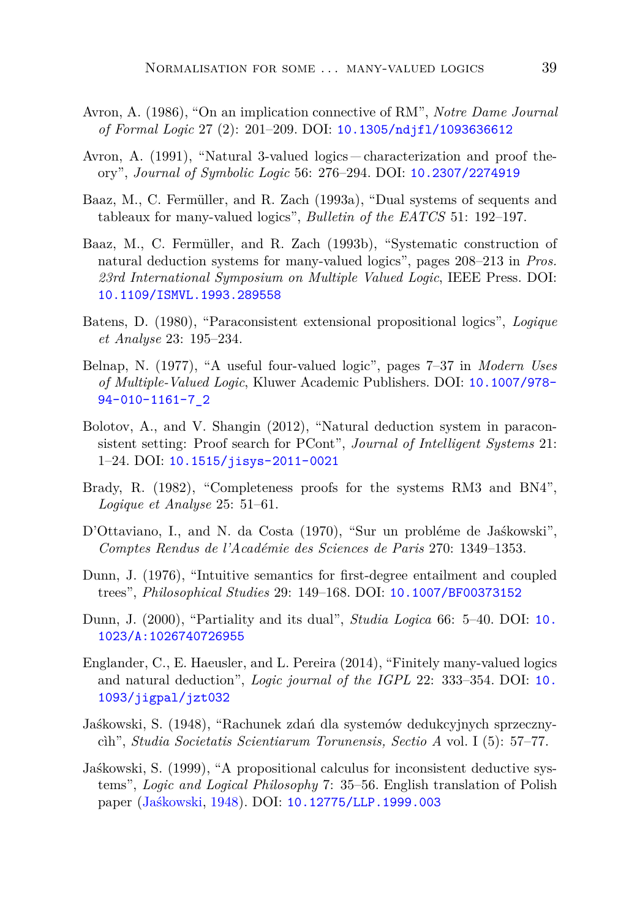Avron, A. (1986), "On an implication connective of RM", *Notre Dame Journal of Formal Logic* 27 (2): 201–209. DOI: 10.1305/ndjfl/1093636612

Avron, A. (1991), "Natural 3-valued logics — characterization and proof theory", *Journal of Symbolic Logic* 56: 276–294. DOI: 10.2307/2274919

Baaz, M., C. Fermüller, and R. Zach (1993a), "Dual systems of sequents and tableaux for many-valued logics", *Bulletin of the EATCS* 51: 192–197.

Baaz, M., C. Fermüller, and R. Zach (1993b), "Systematic construction of natural deduction systems for many-valued logics", pages 208–213 in *Pros. 23rd International Symposium on Multiple Valued Logic*, IEEE Press. DOI: 10.1109/ISMVL.1993.289558

Batens, D. (1980), "Paraconsistent extensional propositional logics", *Logique et Analyse* 23: 195–234.

Belnap, N. (1977), "A useful four-valued logic", pages 7–37 in *Modern Uses of Multiple-Valued Logic*, Kluwer Academic Publishers. DOI: 10.1007/978-94-010-1161-7_2

Bolotov, A., and V. Shangin (2012), "Natural deduction system in paraconsistent setting: Proof search for PCont", *Journal of Intelligent Systems* 21: 1–24. DOI: 10.1515/jisys-2011-0021

Brady, R. (1982), "Completeness proofs for the systems RM3 and BN4", *Logique et Analyse* 25: 51–61.

D'Ottaviano, I., and N. da Costa (1970), "Sur un probléme de Jaśkowski", *Comptes Rendus de l'Académie des Sciences de Paris* 270: 1349–1353.

Dunn, J. (1976), "Intuitive semantics for first-degree entailment and coupled trees", *Philosophical Studies* 29: 149–168. DOI: 10.1007/BF00373152

Dunn, J. (2000), "Partiality and its dual", *Studia Logica* 66: 5–40. DOI: 10.1023/A:1026740726955

Englander, C., E. Haeusler, and L. Pereira (2014), "Finitely many-valued logics and natural deduction", *Logic journal of the IGPL* 22: 333–354. DOI: 10.1093/jigpal/jzt032

Jaśkowski, S. (1948), "Rachunek zdań dla systemów dedukcyjnych sprzecznycìh", *Studia Societatis Scientiarum Torunensis, Sectio A* vol. I (5): 57–77.

Jaśkowski, S. (1999), "A propositional calculus for inconsistent deductive systems", *Logic and Logical Philosophy* 7: 35–56. English translation of Polish paper (Jaśkowski, 1948). DOI: 10.12775/LLP.1999.003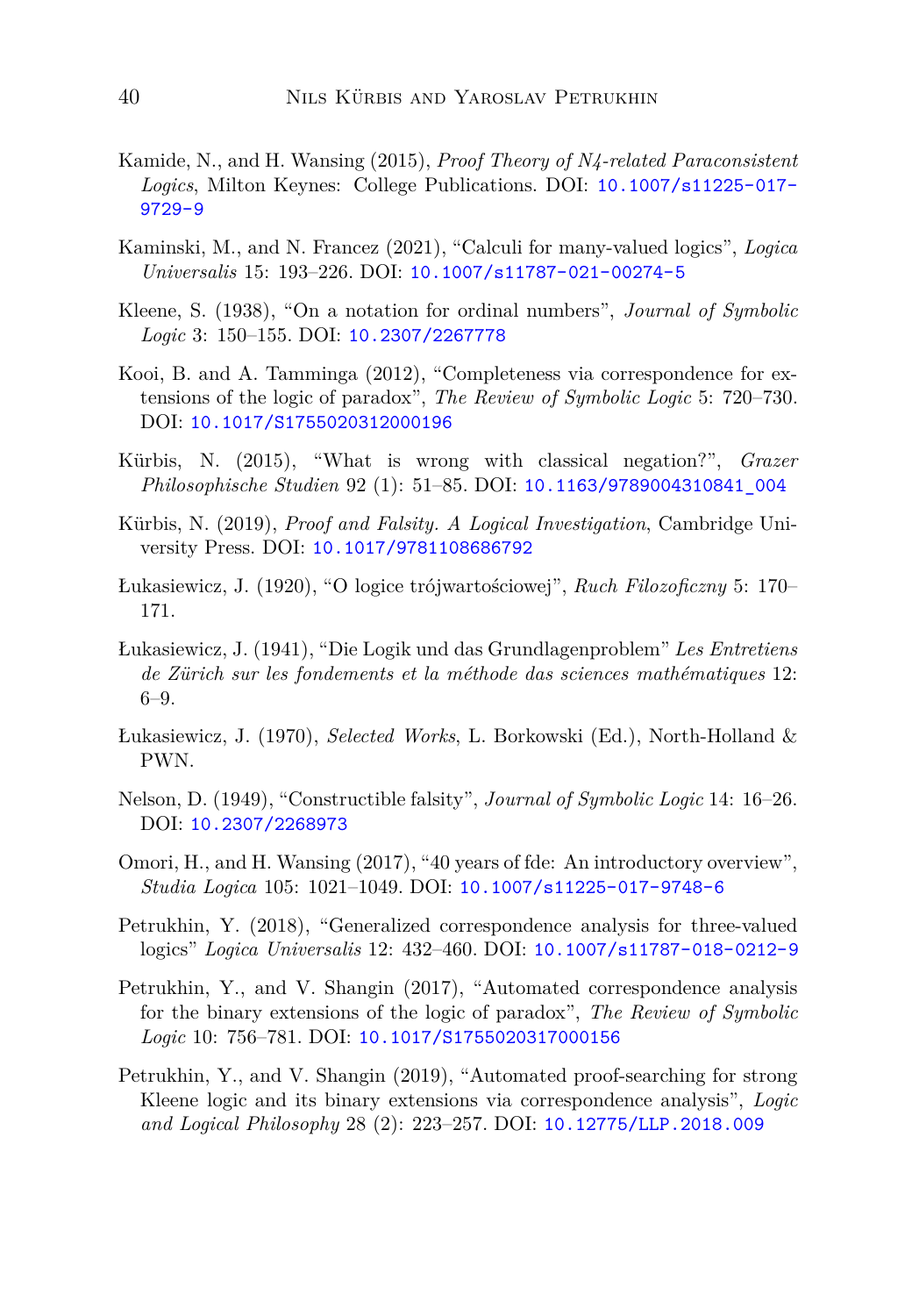Kamide, N., and H. Wansing (2015), *Proof Theory of N4-related Paraconsistent Logics*, Milton Keynes: College Publications. DOI: 10.1007/s11225-017-9729-9

Kaminski, M., and N. Francez (2021), "Calculi for many-valued logics", *Logica Universalis* 15: 193–226. DOI: 10.1007/s11787-021-00274-5

Kleene, S. (1938), "On a notation for ordinal numbers", *Journal of Symbolic Logic* 3: 150–155. DOI: 10.2307/2267778

Kooi, B. and A. Tamminga (2012), "Completeness via correspondence for extensions of the logic of paradox", *The Review of Symbolic Logic* 5: 720–730. DOI: 10.1017/S1755020312000196

Kürbis, N. (2015), "What is wrong with classical negation?", *Grazer Philosophische Studien* 92 (1): 51–85. DOI: 10.1163/9789004310841_004

Kürbis, N. (2019), *Proof and Falsity. A Logical Investigation*, Cambridge University Press. DOI: 10.1017/9781108686792

Łukasiewicz, J. (1920), "O logice trójwartościowej", *Ruch Filozoficzny* 5: 170–171.

Łukasiewicz, J. (1941), "Die Logik und das Grundlagenproblem" *Les Entretiens de Zürich sur les fondements et la méthode das sciences mathématiques* 12: 6–9.

Łukasiewicz, J. (1970), *Selected Works*, L. Borkowski (Ed.), North-Holland & PWN.

Nelson, D. (1949), "Constructible falsity", *Journal of Symbolic Logic* 14: 16–26. DOI: 10.2307/2268973

Omori, H., and H. Wansing (2017), "40 years of fde: An introductory overview", *Studia Logica* 105: 1021–1049. DOI: 10.1007/s11225-017-9748-6

Petrukhin, Y. (2018), "Generalized correspondence analysis for three-valued logics" *Logica Universalis* 12: 432–460. DOI: 10.1007/s11787-018-0212-9

Petrukhin, Y., and V. Shangin (2017), "Automated correspondence analysis for the binary extensions of the logic of paradox", *The Review of Symbolic Logic* 10: 756–781. DOI: 10.1017/S1755020317000156

Petrukhin, Y., and V. Shangin (2019), "Automated proof-searching for strong Kleene logic and its binary extensions via correspondence analysis", *Logic and Logical Philosophy* 28 (2): 223–257. DOI: 10.12775/LLP.2018.009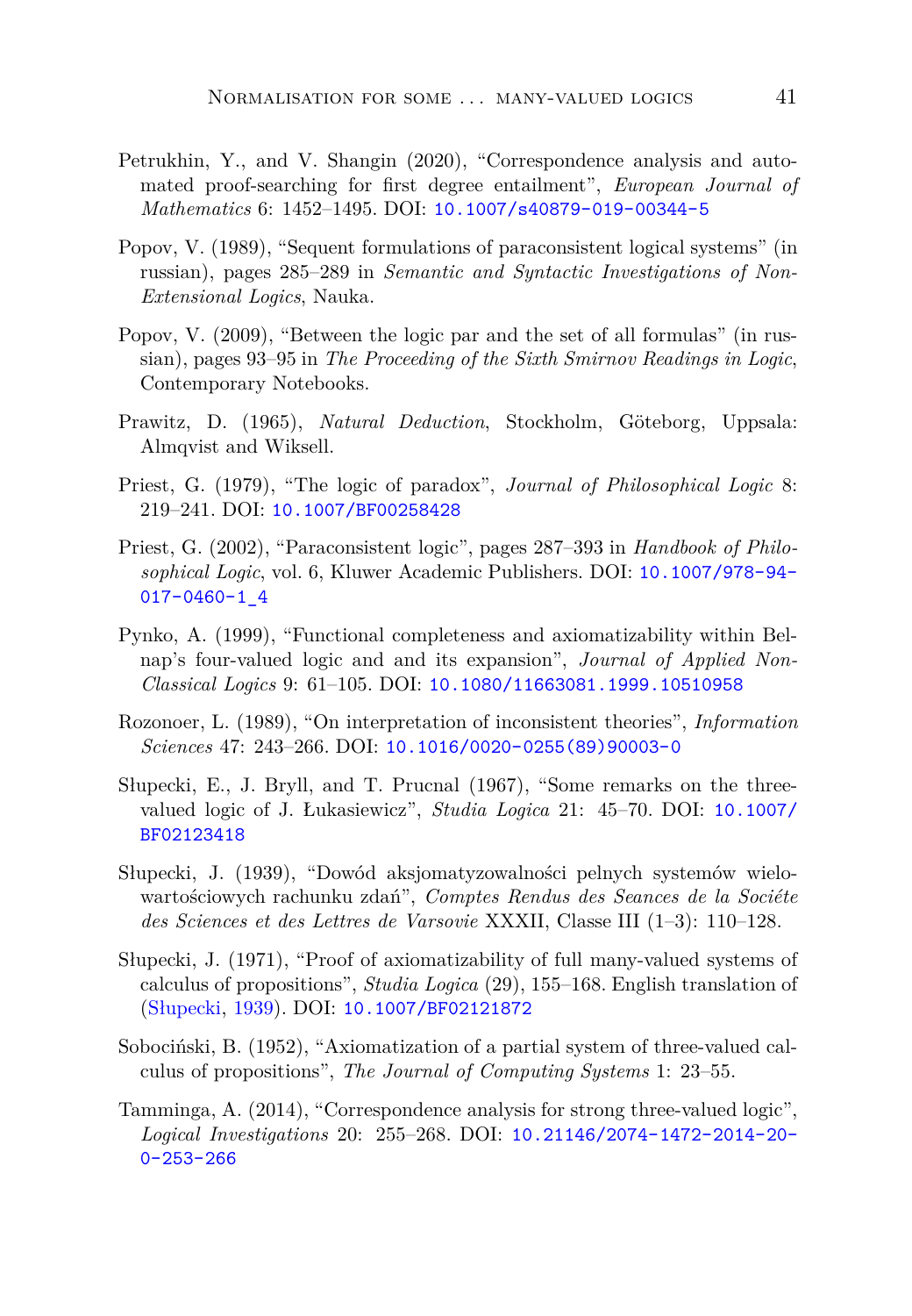Petrukhin, Y., and V. Shangin (2020), "Correspondence analysis and automated proof-searching for first degree entailment", *European Journal of Mathematics* 6: 1452–1495. DOI: 10.1007/s40879-019-00344-5

Popov, V. (1989), "Sequent formulations of paraconsistent logical systems" (in russian), pages 285–289 in *Semantic and Syntactic Investigations of Non-Extensional Logics*, Nauka.

Popov, V. (2009), "Between the logic par and the set of all formulas" (in russian), pages 93–95 in *The Proceeding of the Sixth Smirnov Readings in Logic*, Contemporary Notebooks.

Prawitz, D. (1965), *Natural Deduction*, Stockholm, Göteborg, Uppsala: Almqvist and Wiksell.

Priest, G. (1979), "The logic of paradox", *Journal of Philosophical Logic* 8: 219–241. DOI: 10.1007/BF00258428

Priest, G. (2002), "Paraconsistent logic", pages 287–393 in *Handbook of Philosophical Logic*, vol. 6, Kluwer Academic Publishers. DOI: 10.1007/978-94-017-0460-1_4

Pynko, A. (1999), "Functional completeness and axiomatizability within Belnap's four-valued logic and and its expansion", *Journal of Applied Non-Classical Logics* 9: 61–105. DOI: 10.1080/11663081.1999.10510958

Rozonoer, L. (1989), "On interpretation of inconsistent theories", *Information Sciences* 47: 243–266. DOI: 10.1016/0020-0255(89)90003-0

Słupecki, E., J. Bryll, and T. Prucnal (1967), "Some remarks on the three-valued logic of J. Łukasiewicz", *Studia Logica* 21: 45–70. DOI: 10.1007/BF02123418

Słupecki, J. (1939), "Dowód aksjomatyzowalności pelnych systemów wielowartościowych rachunku zdań", *Comptes Rendus des Seances de la Sociéte des Sciences et des Lettres de Varsovie* XXXII, Classe III (1–3): 110–128.

Słupecki, J. (1971), "Proof of axiomatizability of full many-valued systems of calculus of propositions", *Studia Logica* (29), 155–168. English translation of (Słupecki, 1939). DOI: 10.1007/BF02121872

Sobociński, B. (1952), "Axiomatization of a partial system of three-valued calculus of propositions", *The Journal of Computing Systems* 1: 23–55.

Tamminga, A. (2014), "Correspondence analysis for strong three-valued logic", *Logical Investigations* 20: 255–268. DOI: 10.21146/2074-1472-2014-20-0-253-266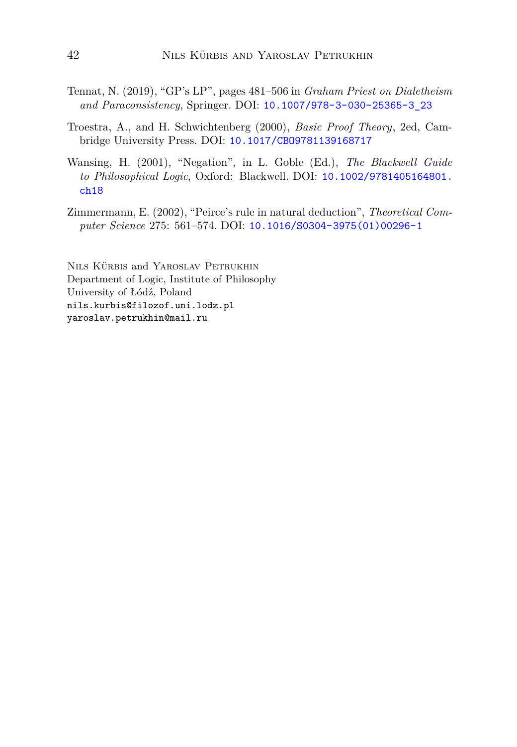Tennat, N. (2019), "GP's LP", pages 481–506 in *Graham Priest on Dialetheism and Paraconsistency*, Springer. DOI: 10.1007/978-3-030-25365-3_23

Troestra, A., and H. Schwichtenberg (2000), *Basic Proof Theory*, 2ed, Cambridge University Press. DOI: 10.1017/CBO9781139168717

Wansing, H. (2001), "Negation", in L. Goble (Ed.), *The Blackwell Guide to Philosophical Logic*, Oxford: Blackwell. DOI: 10.1002/9781405164801.ch18

Zimmermann, E. (2002), "Peirce's rule in natural deduction", *Theoretical Computer Science* 275: 561–574. DOI: 10.1016/S0304-3975(01)00296-1

Nils Kürbis and Yaroslav Petrukhin
Department of Logic, Institute of Philosophy
University of Łódź, Poland
nils.kurbis@filozof.uni.lodz.pl
yaroslav.petrukhin@mail.ru